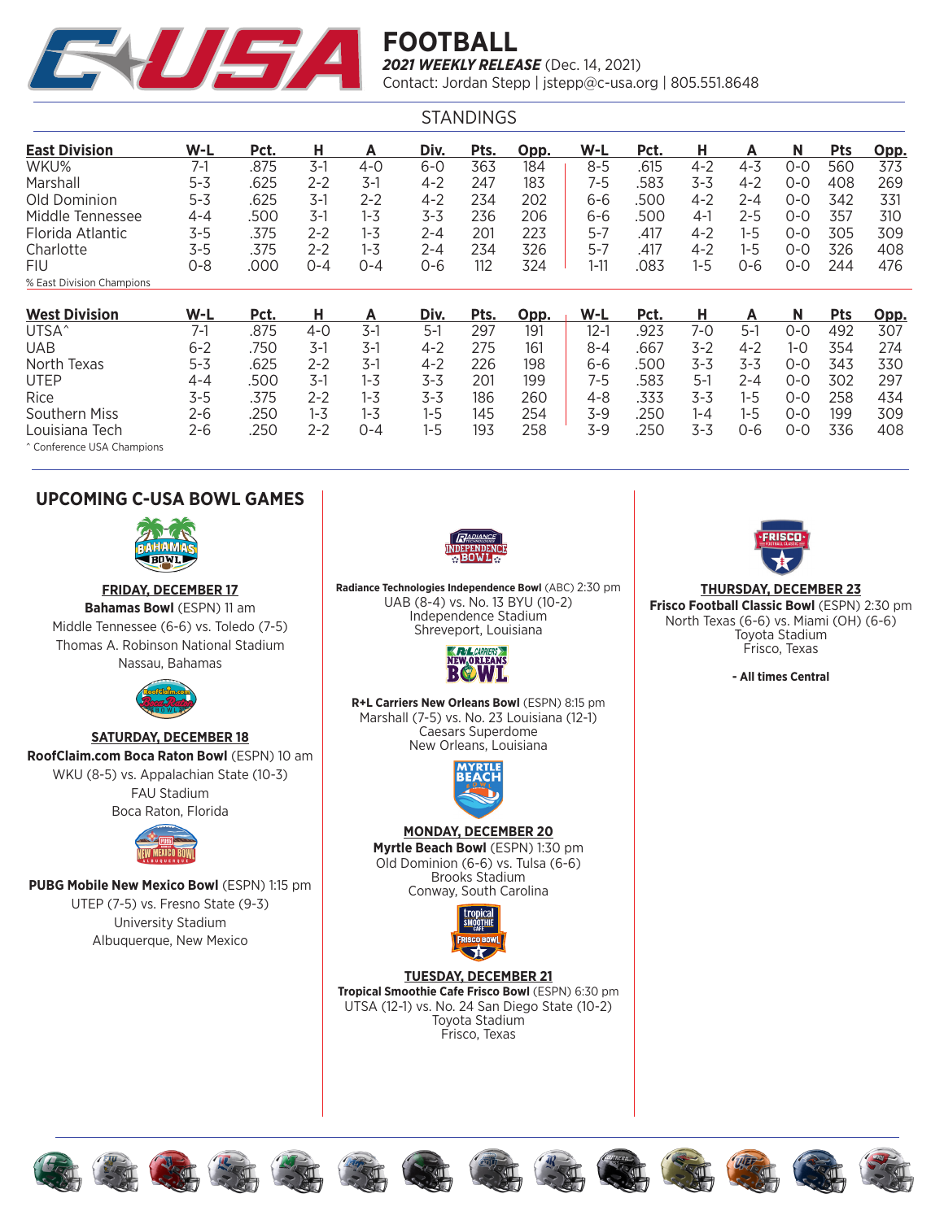# FOOTBALL

***2021 WEEKLY RELEASE*** (Dec. 14, 2021)

Contact: Jordan Stepp | jstepp@c-usa.org | 805.551.8648

## STANDINGS

| East Division | W-L | Pct. | H | A | Div. | Pts. | Opp. | W-L | Pct. | H | A | N | Pts | Opp. |
|---|---|---|---|---|---|---|---|---|---|---|---|---|---|---|
| WKU% | 7-1 | .875 | 3-1 | 4-0 | 6-0 | 363 | 184 | 8-5 | .615 | 4-2 | 4-3 | 0-0 | 560 | 373 |
| Marshall | 5-3 | .625 | 2-2 | 3-1 | 4-2 | 247 | 183 | 7-5 | .583 | 3-3 | 4-2 | 0-0 | 408 | 269 |
| Old Dominion | 5-3 | .625 | 3-1 | 2-2 | 4-2 | 234 | 202 | 6-6 | .500 | 4-2 | 2-4 | 0-0 | 342 | 331 |
| Middle Tennessee | 4-4 | .500 | 3-1 | 1-3 | 3-3 | 236 | 206 | 6-6 | .500 | 4-1 | 2-5 | 0-0 | 357 | 310 |
| Florida Atlantic | 3-5 | .375 | 2-2 | 1-3 | 2-4 | 201 | 223 | 5-7 | .417 | 4-2 | 1-5 | 0-0 | 305 | 309 |
| Charlotte | 3-5 | .375 | 2-2 | 1-3 | 2-4 | 234 | 326 | 5-7 | .417 | 4-2 | 1-5 | 0-0 | 326 | 408 |
| FIU | 0-8 | .000 | 0-4 | 0-4 | 0-6 | 112 | 324 | 1-11 | .083 | 1-5 | 0-6 | 0-0 | 244 | 476 |

% East Division Champions

| West Division | W-L | Pct. | H | A | Div. | Pts. | Opp. | W-L | Pct. | H | A | N | Pts | Opp. |
|---|---|---|---|---|---|---|---|---|---|---|---|---|---|---|
| UTSA^ | 7-1 | .875 | 4-0 | 3-1 | 5-1 | 297 | 191 | 12-1 | .923 | 7-0 | 5-1 | 0-0 | 492 | 307 |
| UAB | 6-2 | .750 | 3-1 | 3-1 | 4-2 | 275 | 161 | 8-4 | .667 | 3-2 | 4-2 | 1-0 | 354 | 274 |
| North Texas | 5-3 | .625 | 2-2 | 3-1 | 4-2 | 226 | 198 | 6-6 | .500 | 3-3 | 3-3 | 0-0 | 343 | 330 |
| UTEP | 4-4 | .500 | 3-1 | 1-3 | 3-3 | 201 | 199 | 7-5 | .583 | 5-1 | 2-4 | 0-0 | 302 | 297 |
| Rice | 3-5 | .375 | 2-2 | 1-3 | 3-3 | 186 | 260 | 4-8 | .333 | 3-3 | 1-5 | 0-0 | 258 | 434 |
| Southern Miss | 2-6 | .250 | 1-3 | 1-3 | 1-5 | 145 | 254 | 3-9 | .250 | 1-4 | 1-5 | 0-0 | 199 | 309 |
| Louisiana Tech | 2-6 | .250 | 2-2 | 0-4 | 1-5 | 193 | 258 | 3-9 | .250 | 3-3 | 0-6 | 0-0 | 336 | 408 |

^ Conference USA Champions

## UPCOMING C-USA BOWL GAMES

**FRIDAY, DECEMBER 17**

**Bahamas Bowl** (ESPN) 11 am
Middle Tennessee (6-6) vs. Toledo (7-5)
Thomas A. Robinson National Stadium
Nassau, Bahamas

**SATURDAY, DECEMBER 18**

**RoofClaim.com Boca Raton Bowl** (ESPN) 10 am
WKU (8-5) vs. Appalachian State (10-3)
FAU Stadium
Boca Raton, Florida

**PUBG Mobile New Mexico Bowl** (ESPN) 1:15 pm
UTEP (7-5) vs. Fresno State (9-3)
University Stadium
Albuquerque, New Mexico

**Radiance Technologies Independence Bowl** (ABC) 2:30 pm
UAB (8-4) vs. No. 13 BYU (10-2)
Independence Stadium
Shreveport, Louisiana

**R+L Carriers New Orleans Bowl** (ESPN) 8:15 pm
Marshall (7-5) vs. No. 23 Louisiana (12-1)
Caesars Superdome
New Orleans, Louisiana

**MONDAY, DECEMBER 20**

**Myrtle Beach Bowl** (ESPN) 1:30 pm
Old Dominion (6-6) vs. Tulsa (6-6)
Brooks Stadium
Conway, South Carolina

**TUESDAY, DECEMBER 21**

**Tropical Smoothie Cafe Frisco Bowl** (ESPN) 6:30 pm
UTSA (12-1) vs. No. 24 San Diego State (10-2)
Toyota Stadium
Frisco, Texas

**THURSDAY, DECEMBER 23**

**Frisco Football Classic Bowl** (ESPN) 2:30 pm
North Texas (6-6) vs. Miami (OH) (6-6)
Toyota Stadium
Frisco, Texas

**- All times Central**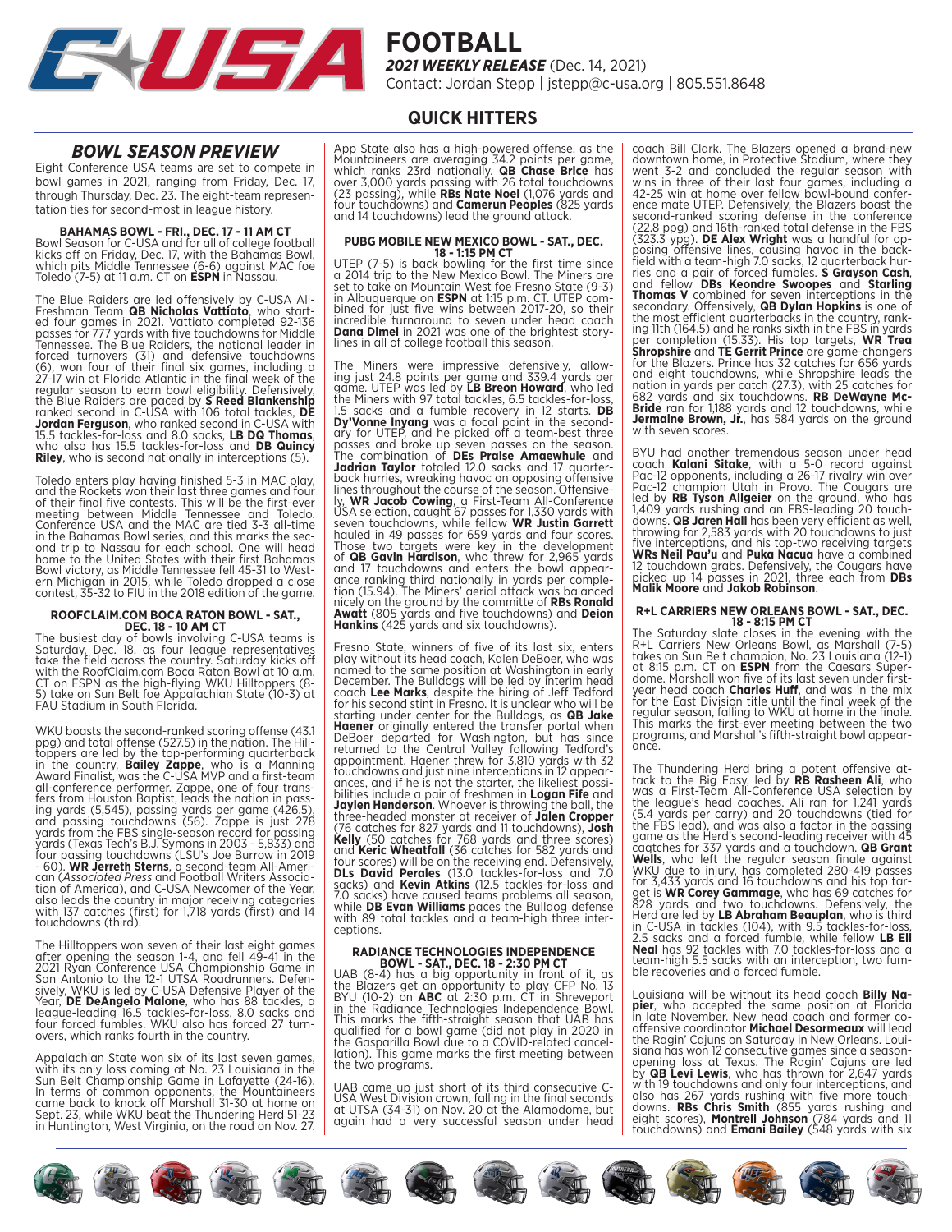# FOOTBALL

***2021 WEEKLY RELEASE*** (Dec. 14, 2021)

Contact: Jordan Stepp | jstepp@c-usa.org | 805.551.8648

## QUICK HITTERS

### *BOWL SEASON PREVIEW*

Eight Conference USA teams are set to compete in bowl games in 2021, ranging from Friday, Dec. 17, through Thursday, Dec. 23. The eight-team representation ties for second-most in league history.

**BAHAMAS BOWL - FRI., DEC. 17 - 11 AM CT**

Bowl Season for C-USA and for all of college football kicks off on Friday, Dec. 17, with the Bahamas Bowl, which pits Middle Tennessee (6-6) against MAC foe Toledo (7-5) at 11 a.m. CT on **ESPN** in Nassau.

The Blue Raiders are led offensively by C-USA All-Freshman Team **QB Nicholas Vattiato**, who started four games in 2021. Vattiato completed 92-136 passes for 777 yards with five touchdowns for Middle Tennessee. The Blue Raiders, the national leader in forced turnovers (31) and defensive touchdowns (6), won four of their final six games, including a 27-17 win at Florida Atlantic in the final week of the regular season to earn bowl eligibility. Defensively, the Blue Raiders are paced by **S Reed Blankenship** ranked second in C-USA with 106 total tackles, **DE Jordan Ferguson**, who ranked second in C-USA with 15.5 tackles-for-loss and 8.0 sacks, **LB DQ Thomas**, who also has 15.5 tackles-for-loss and **DB Quincy Riley**, who is second nationally in interceptions (5).

Toledo enters play having finished 5-3 in MAC play, and the Rockets won their last three games and four of their final five contests. This will be the first-ever meeting between Middle Tennessee and Toledo. Conference USA and the MAC are tied 3-3 all-time in the Bahamas Bowl series, and this marks the second trip to Nassau for each school. One will head home to the United States with their first Bahamas Bowl victory, as Middle Tennessee fell 45-31 to Western Michigan in 2015, while Toledo dropped a close contest, 35-32 to FIU in the 2018 edition of the game.

**ROOFCLAIM.COM BOCA RATON BOWL - SAT., DEC. 18 - 10 AM CT**

The busiest day of bowls involving C-USA teams is Saturday, Dec. 18, as four league representatives take the field across the country. Saturday kicks off with the RoofClaim.com Boca Raton Bowl at 10 a.m. CT on ESPN as the high-flying WKU Hilltoppers (8-5) take on Sun Belt foe Appalachian State (10-3) at FAU Stadium in South Florida.

WKU boasts the second-ranked scoring offense (43.1 ppg) and total offense (527.5) in the nation. The Hilltoppers are led by the top-performing quarterback in the country, **Bailey Zappe**, who is a Manning Award Finalist, was the C-USA MVP and a first-team all-conference performer. Zappe, one of four transfers from Houston Baptist, leads the nation in passing yards (5,545), passing yards per game (426.5), and passing touchdowns (56). Zappe is just 278 yards from the FBS single-season record for passing yards (Texas Tech's B.J. Symons in 2003 - 5,833) and four passing touchdowns (LSU's Joe Burrow in 2019 - 60). **WR Jerreth Sterns**, a second-team All-American (*Associated Press* and Football Writers Association of America), and C-USA Newcomer of the Year, also leads the country in major receiving categories with 137 catches (first) for 1,718 yards (first) and 14 touchdowns (third).

The Hilltoppers won seven of their last eight games after opening the season 1-4, and fell 49-41 in the 2021 Ryan Conference USA Championship Game in San Antonio to the 12-1 UTSA Roadrunners. Defensively, WKU is led by C-USA Defensive Player of the Year, **DE DeAngelo Malone**, who has 88 tackles, a league-leading 16.5 tackles-for-loss, 8.0 sacks and four forced fumbles. WKU also has forced 27 turnovers, which ranks fourth in the country.

Appalachian State won six of its last seven games, with its only loss coming at No. 23 Louisiana in the Sun Belt Championship Game in Lafayette (24-16). In terms of common opponents, the Mountaineers came back to knock off Marshall 31-30 at home on Sept. 23, while WKU beat the Thundering Herd 51-23 in Huntington, West Virginia, on the road on Nov. 27.

App State also has a high-powered offense, as the Mountaineers are averaging 34.2 points per game, which ranks 23rd nationally. **QB Chase Brice** has over 3,000 yards passing with 26 total touchdowns (23 passing), while **RBs Nate Noel** (1,076 yards and four touchdowns) and **Camerun Peoples** (825 yards and 14 touchdowns) lead the ground attack.

**PUBG MOBILE NEW MEXICO BOWL - SAT., DEC. 18 - 1:15 PM CT**

UTEP (7-5) is back bowling for the first time since a 2014 trip to the New Mexico Bowl. The Miners are set to take on Mountain West foe Fresno State (9-3) in Albuquerque on **ESPN** at 1:15 p.m. CT. UTEP combined for just five wins between 2017-20, so their incredible turnaround to seven under head coach **Dana Dimel** in 2021 was one of the brightest storylines in all of college football this season.

The Miners were impressive defensively, allowing just 24.8 points per game and 339.4 yards per game. UTEP was led by **LB Breon Howard**, who led the Miners with 97 total tackles, 6.5 tackles-for-loss, 1.5 sacks and a fumble recovery in 12 starts. **DB Dy'Vonne Inyang** was a focal point in the secondary for UTEP, and he picked off a team-best three passes and broke up seven passes on the season. The combination of **DEs Praise Amaewhule** and **Jadrian Taylor** totaled 12.0 sacks and 17 quarterback hurries, wreaking havoc on opposing offensive lines throughout the course of the season. Offensively, **WR Jacob Cowing**, a First-Team All-Conference USA selection, caught 67 passes for 1,330 yards with seven touchdowns, while fellow **WR Justin Garrett** hauled in 49 passes for 659 yards and four scores. Those two targets were key in the development of **QB Gavin Hardison**, who threw for 2,965 yards and 17 touchdowns and enters the bowl appearance ranking third nationally in yards per completion (15.94). The Miners' aerial attack was balanced nicely on the ground by the committee of **RBs Ronald Awatt** (805 yards and five touchdowns) and **Deion Hankins** (425 yards and six touchdowns).

Fresno State, winners of five of its last six, enters play without its head coach, Kalen DeBoer, who was named to the same position at Washington in early December. The Bulldogs will be led by interim head coach **Lee Marks**, despite the hiring of Jeff Tedford for his second stint in Fresno. It is unclear who will be starting under center for the Bulldogs, as **QB Jake Haener** originally entered the transfer portal when DeBoer departed for Washington, but has since returned to the Central Valley following Tedford's appointment. Haener threw for 3,810 yards with 32 touchdowns and just nine interceptions in 12 appearances, and if he is not the starter, the likeliest possibilities include a pair of freshmen in **Logan Fife** and **Jaylen Henderson**. Whoever is throwing the ball, the three-headed monster at receiver of **Jalen Cropper** (76 catches for 827 yards and 11 touchdowns), **Josh Kelly** (50 catches for 768 yards and three scores) and **Keric Wheatfall** (36 catches for 582 yards and four scores) will be on the receiving end. Defensively, **DLs David Perales** (13.0 tackles-for-loss and 7.0 sacks) and **Kevin Atkins** (12.5 tackles-for-loss and 7.0 sacks) have caused teams problems all season, while **DB Evan Williams** paces the Bulldog defense with 89 total tackles and a team-high three interceptions.

**RADIANCE TECHNOLOGIES INDEPENDENCE BOWL - SAT., DEC. 18 - 2:30 PM CT**

UAB (8-4) has a big opportunity in front of it, as the Blazers get an opportunity to play CFP No. 13 BYU (10-2) on **ABC** at 2:30 p.m. CT in Shreveport in the Radiance Technologies Independence Bowl. This marks the fifth-straight season that UAB has qualified for a bowl game (did not play in 2020 in the Gasparilla Bowl due to a COVID-related cancellation). This game marks the first meeting between the two programs.

UAB came up just short of its third consecutive C-USA West Division crown, falling in the final seconds at UTSA (34-31) on Nov. 20 at the Alamodome, but again had a very successful season under head coach Bill Clark. The Blazers opened a brand-new downtown home, in Protective Stadium, where they went 3-2 and concluded the regular season with wins in three of their last four games, including a 42-25 win at home over fellow bowl-bound conference mate UTEP. Defensively, the Blazers boast the second-ranked scoring defense in the conference (22.8 ppg) and 16th-ranked total defense in the FBS (323.3 ypg). **DE Alex Wright** was a handful for opposing offensive lines, causing havoc in the backfield with a team-high 7.0 sacks, 12 quarterback hurries and a pair of forced fumbles. **S Grayson Cash**, and fellow **DBs Keondre Swoopes** and **Starling Thomas V** combined for seven interceptions in the secondary. Offensively, **QB Dylan Hopkins** is one of the most efficient quarterbacks in the country, ranking 11th (164.5) and he ranks sixth in the FBS in yards per completion (15.33). His top targets, **WR Trea Shropshire** and **TE Gerrit Prince** are game-changers for the Blazers. Prince has 32 catches for 656 yards and eight touchdowns, while Shropshire leads the nation in yards per catch (27.3), with 25 catches for 682 yards and six touchdowns. **RB DeWayne McBride** ran for 1,188 yards and 12 touchdowns, while **Jermaine Brown, Jr.**, has 584 yards on the ground with seven scores.

BYU had another tremendous season under head coach **Kalani Sitake**, with a 5-0 record against Pac-12 opponents, including a 26-17 rivalry win over Pac-12 champion Utah in Provo. The Cougars are led by **RB Tyson Allgeier** on the ground, who has 1,409 yards rushing and an FBS-leading 20 touchdowns. **QB Jaren Hall** has been very efficient as well, throwing for 2,583 yards with 20 touchdowns to just five interceptions, and his top-two receiving targets **WRs Neil Pau'u** and **Puka Nacua** have a combined 12 touchdown grabs. Defensively, the Cougars have picked up 14 passes in 2021, three each from **DBs Malik Moore** and **Jakob Robinson**.

**R+L CARRIERS NEW ORLEANS BOWL - SAT., DEC. 18 - 8:15 PM CT**

The Saturday slate closes in the evening with the R+L Carriers New Orleans Bowl, as Marshall (7-5) takes on Sun Belt champion, No. 23 Louisiana (12-1) at 8:15 p.m. CT on **ESPN** from the Caesars Superdome. Marshall won five of its last seven under first-year head coach **Charles Huff**, and was in the mix for the East Division title until the final week of the regular season, falling to WKU at home in the finale. This marks the first-ever meeting between the two programs, and Marshall's fifth-straight bowl appearance.

The Thundering Herd bring a potent offensive attack to the Big Easy, led by **RB Rasheen Ali**, who was a First-Team All-Conference USA selection by the league's head coaches. Ali ran for 1,241 yards (5.4 yards per carry) and 20 touchdowns (tied for the FBS lead), and was also a factor in the passing game as the Herd's second-leading receiver with 45 caqtches for 337 yards and a touchdown. **QB Grant Wells**, who left the regular season finale against WKU due to injury, has completed 280-419 passes for 3,433 yards and 16 touchdowns and his top target is **WR Corey Gammage**, who has 69 catches for 828 yards and two touchdowns. Defensively, the Herd are led by **LB Abraham Beauplan**, who is third in C-USA in tackles (104), with 9.5 tackles-for-loss, 2.5 sacks and a forced fumble, while fellow **LB Eli Neal** has 92 tackles with 7.0 tackles-for-loss and a team-high 5.5 sacks with an interception, two fumble recoveries and a forced fumble.

Louisiana will be without its head coach **Billy Napier**, who accepted the same position at Florida in late November. New head coach and former co-offensive coordinator **Michael Desormeaux** will lead the Ragin' Cajuns on Saturday in New Orleans. Louisiana has won 12 consecutive games since a season-opening loss at Texas. The Ragin' Cajuns are led by **QB Levi Lewis**, who has thrown for 2,647 yards with 19 touchdowns and only four interceptions, and also has 267 yards rushing with five more touchdowns. **RBs Chris Smith** (855 yards rushing and eight scores), **Montrell Johnson** (784 yards and 11 touchdowns) and **Emani Bailey** (548 yards with six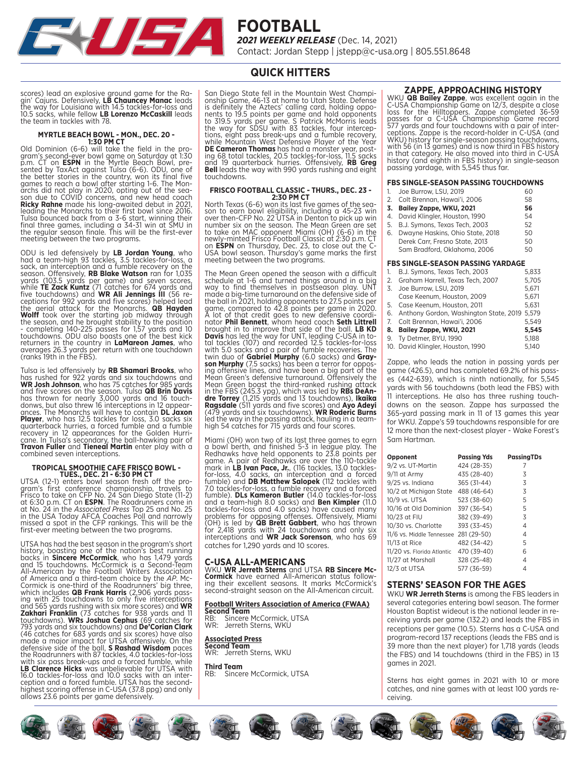# FOOTBALL

***2021 WEEKLY RELEASE*** (Dec. 14, 2021)
Contact: Jordan Stepp | jstepp@c-usa.org | 805.551.8648

## QUICK HITTERS

scores) lead an explosive ground game for the Ragin' Cajuns. Defensively, **LB Chauncey Manac** leads the way for Louisiana with 14.5 tackles-for-loss and 10.5 sacks, while fellow **LB Lorenzo McCaskill** leads the team in tackles with 78.

### MYRTLE BEACH BOWL - MON., DEC. 20 - 1:30 PM CT

Old Dominion (6-6) will take the field in the program's second-ever bowl game on Saturday at 1:30 p.m. CT on **ESPN** in the Myrtle Beach Bowl, presented by TaxAct against Tulsa (6-6). ODU, one of the better stories in the country, won its final five games to reach a bowl after starting 1-6. The Monarchs did not play in 2020, opting out of the season due to COVID concerns, and new head coach **Ricky Rahne** made his long-awaited debut in 2021, leading the Monarchs to their first bowl since 2016. Tulsa bounced back from a 3-6 start, winning their final three games, including a 34-31 win at SMU in the regular season finale. This will be the first-ever meeting between the two programs.

ODU is led defensively by **LB Jordan Young**, who had a team-high 93 tackles, 3.5 tackles-for-loss, a sack, an interception and a fumble recovery on the season. Offensively, **RB Blake Watson** ran for 1,035 yards (103.5 yards per game) and seven scores, while **TE Zack Kuntz** (71 catches for 674 yards and five touchdowns) and **WR Ali Jennings III** (56 receptions for 992 yards and five scores) helped lead the aerial attack for the Monarchs. **QB Hayden Wolff** took over the starting job midway through the season, and he brought stability to the position - completing 140-225 passes for 1,57 yards and 10 touchdowns. ODU also boasts one of the best kick returners in the country in **LaMareon James**, who averages 26.3 yards per return with one touchdown (ranks 19th in the FBS).

Tulsa is led offensively by **RB Shamari Brooks**, who has rushed for 922 yards and six touchdowns and **WR Josh Johnson**, who has 75 catches for 985 yards and five scores on the season. Tulsa **QB Brin Davis** has thrown for nearly 3,000 yards and 16 touchdonws, but also threw 16 interceptions in 12 appearances. The Monarchs will have to contain **DL Jaxon Player**, who has 12.5 tackles for loss, 3.0 sacks six quarterback hurries, a forced fumble and a fumble recovery in 12 appearances for the Golden Hurricane. In Tulsa's secondary, the ball-hawking pair of **Travon Fuller** and **Tieneal Martin** enter play with a combined seven interceptions.

### TROPICAL SMOOTHIE CAFE FRISCO BOWL - TUES., DEC. 21 - 6:30 PM CT

UTSA (12-1) enters bowl season fresh off the program's first conference championship, travels to Frisco to take on CFP No. 24 San Diego State (11-2) at 6:30 p.m. CT on **ESPN**. The Roadrunners come in at No. 24 in the *Associated Press* Top 25 and No. 25 in the USA Today AFCA Coaches Poll and narrowly missed a spot in the CFP rankings. This will be the first-ever meeting between the two programs.

UTSA has had the best season in the program's short history, boasting one of the nation's best running backs in **Sincere McCormick**, who has 1,479 yards and 15 touchdowns. McCormick is a Second-Team All-American by the Football Writers Association of America and a third-team choice by the *AP*. McCormick is one-third of the Roadrunners' big three, which includes **QB Frank Harris** (2,906 yards passing with 25 touchdowns to only five interceptions and 565 yards rushing with six more scores) and **WR Zakhari Franklin** (73 catches for 938 yards and 11 touchdowns). **WRs Joshua Cephus** (69 catches for 793 yards and six touchdowns) and **De'Corian Clark** (46 catches for 683 yards and six scores) have also made a major impact for UTSA offensively. On the defensive side of the ball, **S Rashad Wisdom** paces the Roadrunners with 87 tackles, 4.0 tackles-for-loss with six pass break-ups and a forced fumble, while **LB Clarence Hicks** was unbelievable for UTSA with 16.0 tackles-for-loss and 10.0 sacks with an interception and a forced fumble. UTSA has the second-highest scoring offense in C-USA (37.8 ppg) and only allows 23.6 points per game defensively.

San Diego State fell in the Mountain West Championship Game, 46-13 at home to Utah State. Defense is definitely the Aztecs' calling card, holding opponents to 19.5 points per game and hold opponents to 319.5 yards per game. S Patrick McMorris leads the way for SDSU with 83 tackles, four interceptions, eight pass break-ups and a fumble recovery, while Mountain West Defensive Player of the Year **DE Cameron Thomas** has had a monster year, posting 68 total tackles, 20.5 tackles-for-loss, 11.5 sacks and 19 quarterback hurries. Offensively, **RB Greg Bell** leads the way with 990 yards rushing and eight touchdowns.

### FRISCO FOOTBALL CLASSIC - THURS., DEC. 23 - 2:30 PM CT

North Texas (6-6) won its last five games of the season to earn bowl eligibility, including a 45-23 win over then-CFP No. 22 UTSA in Denton to pick up win number six on the season. The Mean Green are set to take on MAC opponent Miami (OH) (6-6) in the newly-minted Frisco Football Classic at 2:30 p.m. CT on **ESPN** on Thursday, Dec. 23, to close out the C-USA bowl season. Thursday's game marks the first meeting between the two programs.

The Mean Green opened the season with a difficult schedule at 1-6 and turned things around in a big way to find themselves in postseason play. UNT made a big-time turnaround on the defensive side of the ball in 2021, holding opponents to 27.5 points per game, compared to 42.8 points per game in 2020. A lot of that credit goes to new defensive coordinator **Phil Bennett**, whom head coach **Seth Littrell** brought in to improve that side of the ball. **LB KD Davis** has led the way for UNT, leading C-USA in total tackles (107) and recorded 12.5 tackles-for-loss with 5.0 sacks and a pair of fumble recoveries. The twin duo of **Gabriel Murphy** (6.0 sacks) and **Grayson Murphy** (7.5 sacks) has been a terror for opposing offensive lines, and have been a big part of the Mean Green's defensive turnaround. Offensively the Mean Green boast the third-ranked rushing attack in the FBS (245.3 ypg), which was led by **RBs DeAndre Torrey** (1,215 yards and 13 touchdowns), **Ikaika Ragsdale** (511 yards and five scores) and **Ayo Adeyi** (479 yards and six touchdowns). **WR Roderic Burns** led the way in the passing attack, hauling in a team-high 54 catches for 715 yards and four scores.

Miami (OH) won two of its last three games to earn a bowl berth, and finished 5-3 in league play. The Redhawks have held opponents to 23.8 points per game. A pair of Redhawks are over the 110-tackle mark in **LB Ivan Pace, Jr.**, (116 tackles, 13.0 tackles-for-loss, 4.0 sacks, an interception and a forced fumble) and **DB Matthew Salopek** (112 tackles with 7.0 tackles-for-loss, a fumble recovery and a forced fumble). **DLs Kameron Butler** (14.0 tackles-for-loss and a team-high 8.0 sacks) and **Ben Kimpler** (11.0 tackles-for-loss and 4.0 sacks) have caused many problems for opposing offenses. Offensively, Miami (OH) is led by **QB Brett Gabbert**, who has thrown for 2,418 yards with 24 touchdowns and only six interceptions and **WR Jack Sorenson**, who has 69 catches for 1,290 yards and 10 scores.

## C-USA ALL-AMERICANS

WKU **WR Jerreth Sterns** and UTSA **RB Sincere McCormick** have earned All-American status following their excellent seasons. It marks McCormick's second-straight season on the All-American circuit.

**Football Writers Association of America (FWAA)**
**Second Team**
RB: Sincere McCormick, UTSA
WR: Jerreth Sterns, WKU

**Associated Press**
**Second Team**
WR: Jerreth Sterns, WKU

**Third Team**
RB: Sincere McCormick, UTSA

## ZAPPE, APPROACHING HISTORY

WKU **QB Bailey Zappe**, was excellent again in the C-USA Championship Game on 12/3, despite a close loss for the Hilltoppers. Zappe completed 36-59 passes for a C-USA Championship Game record 577 yards and four touchdowns with a pair of interceptions. Zappe is the record-holder in C-USA (and WKU) history for single-season passing touchdowns, with 56 (in 13 games) and is now third in FBS history in that category. He also moved into third in C-USA history (and eighth in FBS history) in single-season passing yardage, with 5,545 thus far.

**FBS SINGLE-SEASON PASSING TOUCHDOWNS**

| | Player | TDs |
|---|---|---|
| 1. | Joe Burrow, LSU, 2019 | 60 |
| 2. | Colt Brennan, Hawai'i, 2006 | 58 |
| **3.** | **Bailey Zappe, WKU, 2021** | **56** |
| 4. | David Klingler, Houston, 1990 | 54 |
| 5. | B.J. Symons, Texas Tech, 2003 | 52 |
| 6. | Dwayne Haskins, Ohio State, 2018 | 50 |
| | Derek Carr, Fresno State, 2013 | 50 |
| | Sam Bradford, Oklahoma, 2006 | 50 |

**FBS SINGLE-SEASON PASSING YARDAGE**

| | Player | Yards |
|---|---|---|
| 1. | B.J. Symons, Texas Tech, 2003 | 5,833 |
| 2. | Graham Harrell, Texas Tech, 2007 | 5,705 |
| 3. | Joe Burrow, LSU, 2019 | 5,671 |
| | Case Keenum, Houston, 2009 | 5,671 |
| 5. | Case Keenum, Houston, 2011 | 5,631 |
| 6. | Anthony Gordon, Washington State, 2019 | 5,579 |
| 7. | Colt Brennan, Hawai'i, 2006 | 5,549 |
| **8.** | **Bailey Zappe, WKU, 2021** | **5,545** |
| 9. | Ty Detmer, BYU, 1990 | 5,188 |
| 10. | David Klingler, Houston, 1990 | 5,140 |

Zappe, who leads the nation in passing yards per game (426.5), and has completed 69.2% of his passes (442-639), which is ninth nationally, for 5,545 yards with 56 touchdowns (both lead the FBS) with 11 interceptions. He also has three rushing touchdowns on the season. Zappe has surpassed the 365-yard passing mark in 11 of 13 games this year for WKU. Zappe's 59 touchdowns responsible for are 12 more than the next-closest player - Wake Forest's Sam Hartman.

| Opponent | Passing Yds | PassingTDs |
|---|---|---|
| 9/2 vs. UT-Martin | 424 (28-35) | 7 |
| 9/11 at Army | 435 (28-40) | 3 |
| 9/25 vs. Indiana | 365 (31-44) | 3 |
| 10/2 at Michigan State | 488 (46-64) | 3 |
| 10/9 vs. UTSA | 523 (38-60) | 5 |
| 10/16 at Old Dominion | 397 (36-54) | 5 |
| 10/23 at FIU | 382 (39-49) | 3 |
| 10/30 vs. Charlotte | 393 (33-45) | 4 |
| 11/6 vs. Middle Tennessee | 281 (29-50) | 4 |
| 11/13 at Rice | 482 (34-42) | 5 |
| 11/20 vs. Florida Atlantic | 470 (39-40) | 6 |
| 11/27 at Marshall | 328 (25-48) | 4 |
| 12/3 at UTSA | 577 (36-59) | 4 |

## STERNS' SEASON FOR THE AGES

WKU **WR Jerreth Sterns** is among the FBS leaders in several categories entering bowl season. The former Houston Baptist wideout is the national leader in receiving yards per game (132.2) and leads the FBS in receptions per game (10.5). Sterns has a C-USA and program-record 137 receptions (leads the FBS and is 39 more than the next player) for 1,718 yards (leads the FBS) and 14 touchdowns (third in the FBS) in 13 games in 2021.

Sterns has eight games in 2021 with 10 or more catches, and nine games with at least 100 yards receiving.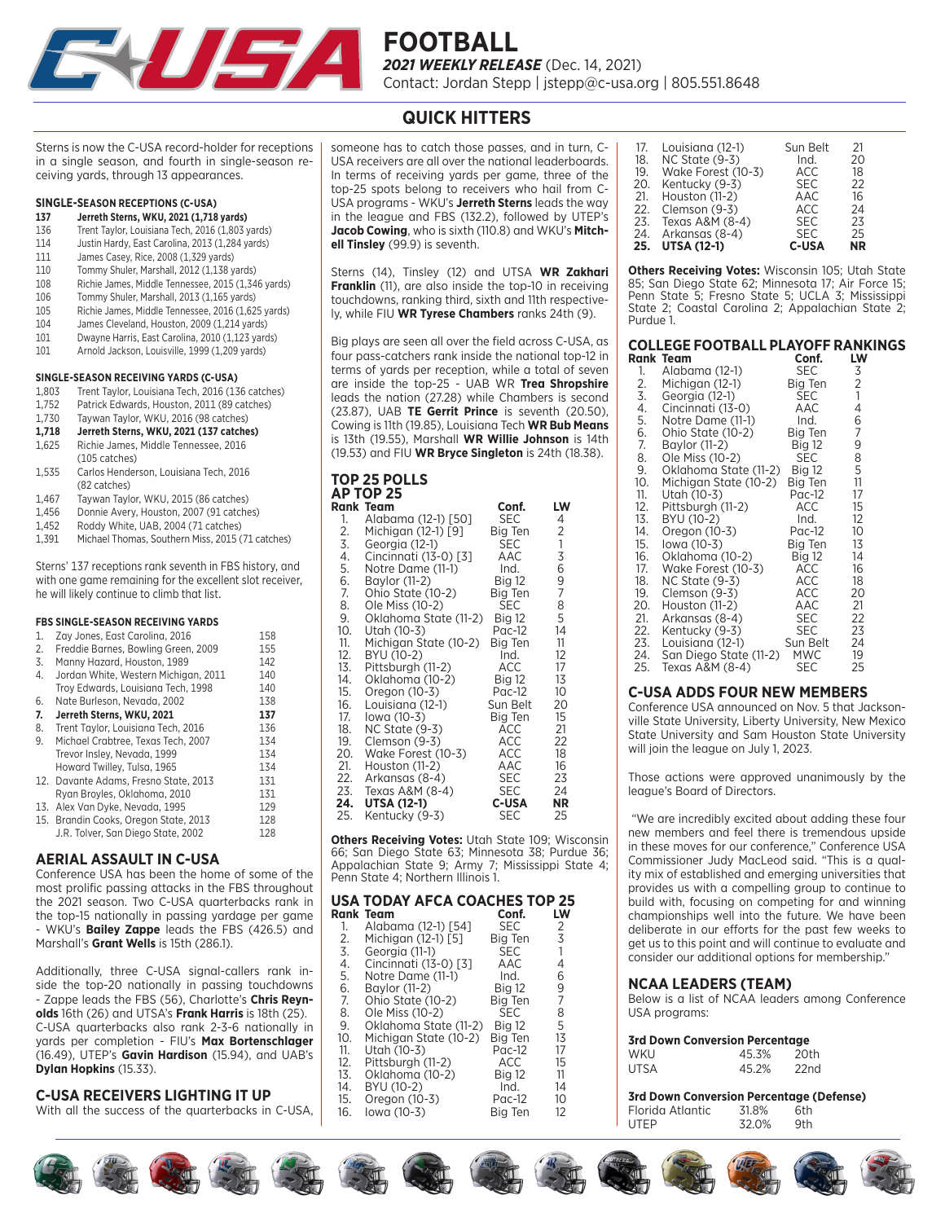# FOOTBALL

***2021 WEEKLY RELEASE*** (Dec. 14, 2021)
Contact: Jordan Stepp | jstepp@c-usa.org | 805.551.8648

## QUICK HITTERS

Sterns is now the C-USA record-holder for receptions in a single season, and fourth in single-season receiving yards, through 13 appearances.

### SINGLE-SEASON RECEPTIONS (C-USA)

| | |
|---|---|
| **137** | **Jerreth Sterns, WKU, 2021 (1,718 yards)** |
| 136 | Trent Taylor, Louisiana Tech, 2016 (1,803 yards) |
| 114 | Justin Hardy, East Carolina, 2013 (1,284 yards) |
| 111 | James Casey, Rice, 2008 (1,329 yards) |
| 110 | Tommy Shuler, Marshall, 2012 (1,138 yards) |
| 108 | Richie James, Middle Tennessee, 2015 (1,346 yards) |
| 106 | Tommy Shuler, Marshall, 2013 (1,165 yards) |
| 105 | Richie James, Middle Tennessee, 2016 (1,625 yards) |
| 104 | James Cleveland, Houston, 2009 (1,214 yards) |
| 101 | Dwayne Harris, East Carolina, 2010 (1,123 yards) |
| 101 | Arnold Jackson, Louisville, 1999 (1,209 yards) |

### SINGLE-SEASON RECEIVING YARDS (C-USA)

| | |
|---|---|
| 1,803 | Trent Taylor, Louisiana Tech, 2016 (136 catches) |
| 1,752 | Patrick Edwards, Houston, 2011 (89 catches) |
| 1,730 | Taywan Taylor, WKU, 2016 (98 catches) |
| **1,718** | **Jerreth Sterns, WKU, 2021 (137 catches)** |
| 1,625 | Richie James, Middle Tennessee, 2016 (105 catches) |
| 1,535 | Carlos Henderson, Louisiana Tech, 2016 (82 catches) |
| 1,467 | Taywan Taylor, WKU, 2015 (86 catches) |
| 1,456 | Donnie Avery, Houston, 2007 (91 catches) |
| 1,452 | Roddy White, UAB, 2004 (71 catches) |
| 1,391 | Michael Thomas, Southern Miss, 2015 (71 catches) |

Sterns' 137 receptions rank seventh in FBS history, and with one game remaining for the excellent slot receiver, he will likely continue to climb that list.

### FBS SINGLE-SEASON RECEIVING YARDS

| | | |
|---|---|---|
| 1. | Zay Jones, East Carolina, 2016 | 158 |
| 2. | Freddie Barnes, Bowling Green, 2009 | 155 |
| 3. | Manny Hazard, Houston, 1989 | 142 |
| 4. | Jordan White, Western Michigan, 2011 | 140 |
| | Troy Edwards, Louisiana Tech, 1998 | 140 |
| 6. | Nate Burleson, Nevada, 2002 | 138 |
| **7.** | **Jerreth Sterns, WKU, 2021** | **137** |
| 8. | Trent Taylor, Louisiana Tech, 2016 | 136 |
| 9. | Michael Crabtree, Texas Tech, 2007 | 134 |
| | Trevor Insley, Nevada, 1999 | 134 |
| | Howard Twilley, Tulsa, 1965 | 134 |
| 12. | Davante Adams, Fresno State, 2013 | 131 |
| | Ryan Broyles, Oklahoma, 2010 | 131 |
| 13. | Alex Van Dyke, Nevada, 1995 | 129 |
| 15. | Brandin Cooks, Oregon State, 2013 | 128 |
| | J.R. Tolver, San Diego State, 2002 | 128 |

## AERIAL ASSAULT IN C-USA

Conference USA has been the home of some of the most prolific passing attacks in the FBS throughout the 2021 season. Two C-USA quarterbacks rank in the top-15 nationally in passing yardage per game - WKU's **Bailey Zappe** leads the FBS (426.5) and Marshall's **Grant Wells** is 15th (286.1).

Additionally, three C-USA signal-callers rank inside the top-20 nationally in passing touchdowns - Zappe leads the FBS (56), Charlotte's **Chris Reynolds** 16th (26) and UTSA's **Frank Harris** is 18th (25). C-USA quarterbacks also rank 2-3-6 nationally in yards per completion - FIU's **Max Bortenschlager** (16.49), UTEP's **Gavin Hardison** (15.94), and UAB's **Dylan Hopkins** (15.33).

## C-USA RECEIVERS LIGHTING IT UP

With all the success of the quarterbacks in C-USA, someone has to catch those passes, and in turn, C-USA receivers are all over the national leaderboards. In terms of receiving yards per game, three of the top-25 spots belong to receivers who hail from C-USA programs - WKU's **Jerreth Sterns** leads the way in the league and FBS (132.2), followed by UTEP's **Jacob Cowing**, who is sixth (110.8) and WKU's **Mitchell Tinsley** (99.9) is seventh.

Sterns (14), Tinsley (12) and UTSA **WR Zakhari Franklin** (11), are also inside the top-10 in receiving touchdowns, ranking third, sixth and 11th respectively, while FIU **WR Tyrese Chambers** ranks 24th (9).

Big plays are seen all over the field across C-USA, as four pass-catchers rank inside the national top-12 in terms of yards per reception, while a total of seven are inside the top-25 - UAB WR **Trea Shropshire** leads the nation (27.28) while Chambers is second (23.87), UAB **TE Gerrit Prince** is seventh (20.50), Cowing is 11th (19.85), Louisiana Tech **WR Bub Means** is 13th (19.55), Marshall **WR Willie Johnson** is 14th (19.53) and FIU **WR Bryce Singleton** is 24th (18.38).

## TOP 25 POLLS

### AP TOP 25

| Rank | Team | Conf. | LW |
|---|---|---|---|
| 1. | Alabama (12-1) [50] | SEC | 4 |
| 2. | Michigan (12-1) [9] | Big Ten | 2 |
| 3. | Georgia (12-1) | SEC | 1 |
| 4. | Cincinnati (13-0) [3] | AAC | 3 |
| 5. | Notre Dame (11-1) | Ind. | 6 |
| 6. | Baylor (11-2) | Big 12 | 9 |
| 7. | Ohio State (10-2) | Big Ten | 7 |
| 8. | Ole Miss (10-2) | SEC | 8 |
| 9. | Oklahoma State (11-2) | Big 12 | 5 |
| 10. | Utah (10-3) | Pac-12 | 14 |
| 11. | Michigan State (10-2) | Big Ten | 11 |
| 12. | BYU (10-2) | Ind. | 12 |
| 13. | Pittsburgh (11-2) | ACC | 17 |
| 14. | Oklahoma (10-2) | Big 12 | 13 |
| 15. | Oregon (10-3) | Pac-12 | 10 |
| 16. | Louisiana (12-1) | Sun Belt | 20 |
| 17. | Iowa (10-3) | Big Ten | 15 |
| 18. | NC State (9-3) | ACC | 21 |
| 19. | Clemson (9-3) | ACC | 22 |
| 20. | Wake Forest (10-3) | ACC | 18 |
| 21. | Houston (11-2) | AAC | 16 |
| 22. | Arkansas (8-4) | SEC | 23 |
| 23. | Texas A&M (8-4) | SEC | 24 |
| **24.** | **UTSA (12-1)** | **C-USA** | **NR** |
| 25. | Kentucky (9-3) | SEC | 25 |

**Others Receiving Votes:** Utah State 109; Wisconsin 66; San Diego State 63; Minnesota 38; Purdue 36; Appalachian State 9; Army 7; Mississippi State 4; Penn State 4; Northern Illinois 1.

### USA TODAY AFCA COACHES TOP 25

| Rank | Team | Conf. | LW |
|---|---|---|---|
| 1. | Alabama (12-1) [54] | SEC | 2 |
| 2. | Michigan (12-1) [5] | Big Ten | 3 |
| 3. | Georgia (11-1) | SEC | 1 |
| 4. | Cincinnati (13-0) [3] | AAC | 4 |
| 5. | Notre Dame (11-1) | Ind. | 6 |
| 6. | Baylor (11-2) | Big 12 | 9 |
| 7. | Ohio State (10-2) | Big Ten | 7 |
| 8. | Ole Miss (10-2) | SEC | 8 |
| 9. | Oklahoma State (11-2) | Big 12 | 5 |
| 10. | Michigan State (10-2) | Big Ten | 13 |
| 11. | Utah (10-3) | Pac-12 | 17 |
| 12. | Pittsburgh (11-2) | ACC | 15 |
| 13. | Oklahoma (10-2) | Big 12 | 11 |
| 14. | BYU (10-2) | Ind. | 14 |
| 15. | Oregon (10-3) | Pac-12 | 10 |
| 16. | Iowa (10-3) | Big Ten | 12 |
| 17. | Louisiana (12-1) | Sun Belt | 21 |
| 18. | NC State (9-3) | Ind. | 20 |
| 19. | Wake Forest (10-3) | ACC | 18 |
| 20. | Kentucky (9-3) | SEC | 22 |
| 21. | Houston (11-2) | AAC | 16 |
| 22. | Clemson (9-3) | ACC | 24 |
| 23. | Texas A&M (8-4) | SEC | 23 |
| 24. | Arkansas (8-4) | SEC | 25 |
| **25.** | **UTSA (12-1)** | **C-USA** | **NR** |

**Others Receiving Votes:** Wisconsin 105; Utah State 85; San Diego State 62; Minnesota 17; Air Force 15; Penn State 5; Fresno State 5; UCLA 3; Mississippi State 2; Coastal Carolina 2; Appalachian State 2; Purdue 1.

### COLLEGE FOOTBALL PLAYOFF RANKINGS

| Rank | Team | Conf. | LW |
|---|---|---|---|
| 1. | Alabama (12-1) | SEC | 3 |
| 2. | Michigan (12-1) | Big Ten | 2 |
| 3. | Georgia (12-1) | SEC | 1 |
| 4. | Cincinnati (13-0) | AAC | 4 |
| 5. | Notre Dame (11-1) | Ind. | 6 |
| 6. | Ohio State (10-2) | Big Ten | 7 |
| 7. | Baylor (11-2) | Big 12 | 9 |
| 8. | Ole Miss (10-2) | SEC | 8 |
| 9. | Oklahoma State (11-2) | Big 12 | 5 |
| 10. | Michigan State (10-2) | Big Ten | 11 |
| 11. | Utah (10-3) | Pac-12 | 17 |
| 12. | Pittsburgh (11-2) | ACC | 15 |
| 13. | BYU (10-2) | Ind. | 12 |
| 14. | Oregon (10-3) | Pac-12 | 10 |
| 15. | Iowa (10-3) | Big Ten | 13 |
| 16. | Oklahoma (10-2) | Big 12 | 14 |
| 17. | Wake Forest (10-3) | ACC | 16 |
| 18. | NC State (9-3) | ACC | 18 |
| 19. | Clemson (9-3) | ACC | 20 |
| 20. | Houston (11-2) | AAC | 21 |
| 21. | Arkansas (8-4) | SEC | 22 |
| 22. | Kentucky (9-3) | SEC | 23 |
| 23. | Louisiana (12-1) | Sun Belt | 24 |
| 24. | San Diego State (11-2) | MWC | 19 |
| 25. | Texas A&M (8-4) | SEC | 25 |

## C-USA ADDS FOUR NEW MEMBERS

Conference USA announced on Nov. 5 that Jacksonville State University, Liberty University, New Mexico State University and Sam Houston State University will join the league on July 1, 2023.

Those actions were approved unanimously by the league's Board of Directors.

"We are incredibly excited about adding these four new members and feel there is tremendous upside in these moves for our conference," Conference USA Commissioner Judy MacLeod said. "This is a quality mix of established and emerging universities that provides us with a compelling group to continue to build with, focusing on competing for and winning championships well into the future. We have been deliberate in our efforts for the past few weeks to get us to this point and will continue to evaluate and consider our additional options for membership."

## NCAA LEADERS (TEAM)

Below is a list of NCAA leaders among Conference USA programs:

**3rd Down Conversion Percentage**

| | | |
|---|---|---|
| WKU | 45.3% | 20th |
| UTSA | 45.2% | 22nd |

**3rd Down Conversion Percentage (Defense)**

| | | |
|---|---|---|
| Florida Atlantic | 31.8% | 6th |
| UTEP | 32.0% | 9th |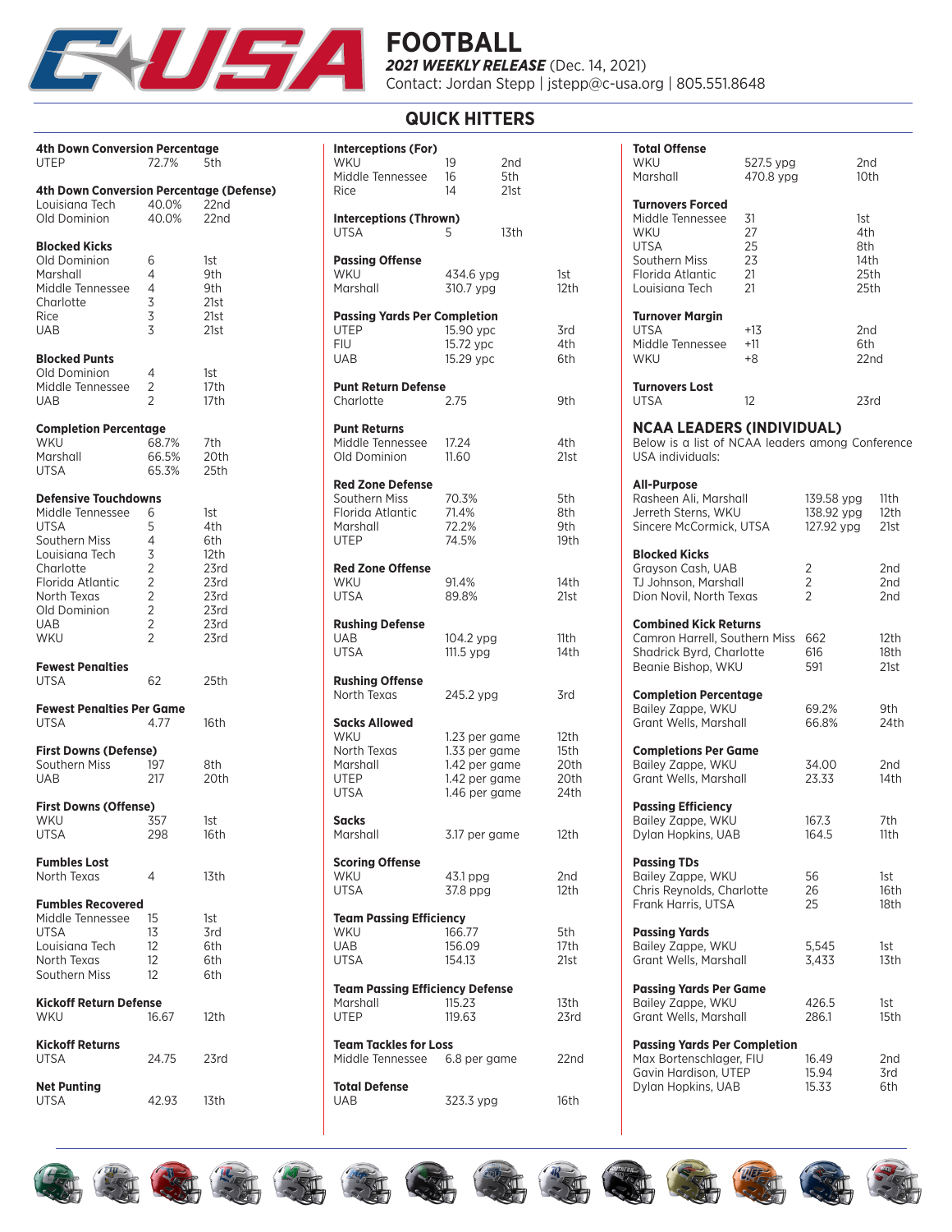# FOOTBALL

***2021 WEEKLY RELEASE*** (Dec. 14, 2021)

Contact: Jordan Stepp | jstepp@c-usa.org | 805.551.8648

## QUICK HITTERS

**4th Down Conversion Percentage**

| | | |
|---|---|---|
| UTEP | 72.7% | 5th |

**4th Down Conversion Percentage (Defense)**

| | | |
|---|---|---|
| Louisiana Tech | 40.0% | 22nd |
| Old Dominion | 40.0% | 22nd |

**Blocked Kicks**

| | | |
|---|---|---|
| Old Dominion | 6 | 1st |
| Marshall | 4 | 9th |
| Middle Tennessee | 4 | 9th |
| Charlotte | 3 | 21st |
| Rice | 3 | 21st |
| UAB | 3 | 21st |

**Blocked Punts**

| | | |
|---|---|---|
| Old Dominion | 4 | 1st |
| Middle Tennessee | 2 | 17th |
| UAB | 2 | 17th |

**Completion Percentage**

| | | |
|---|---|---|
| WKU | 68.7% | 7th |
| Marshall | 66.5% | 20th |
| UTSA | 65.3% | 25th |

**Defensive Touchdowns**

| | | |
|---|---|---|
| Middle Tennessee | 6 | 1st |
| UTSA | 5 | 4th |
| Southern Miss | 4 | 6th |
| Louisiana Tech | 3 | 12th |
| Charlotte | 2 | 23rd |
| Florida Atlantic | 2 | 23rd |
| North Texas | 2 | 23rd |
| Old Dominion | 2 | 23rd |
| UAB | 2 | 23rd |
| WKU | 2 | 23rd |

**Fewest Penalties**

| | | |
|---|---|---|
| UTSA | 62 | 25th |

**Fewest Penalties Per Game**

| | | |
|---|---|---|
| UTSA | 4.77 | 16th |

**First Downs (Defense)**

| | | |
|---|---|---|
| Southern Miss | 197 | 8th |
| UAB | 217 | 20th |

**First Downs (Offense)**

| | | |
|---|---|---|
| WKU | 357 | 1st |
| UTSA | 298 | 16th |

**Fumbles Lost**

| | | |
|---|---|---|
| North Texas | 4 | 13th |

**Fumbles Recovered**

| | | |
|---|---|---|
| Middle Tennessee | 15 | 1st |
| UTSA | 13 | 3rd |
| Louisiana Tech | 12 | 6th |
| North Texas | 12 | 6th |
| Southern Miss | 12 | 6th |

**Kickoff Return Defense**

| | | |
|---|---|---|
| WKU | 16.67 | 12th |

**Kickoff Returns**

| | | |
|---|---|---|
| UTSA | 24.75 | 23rd |

**Net Punting**

| | | |
|---|---|---|
| UTSA | 42.93 | 13th |

**Interceptions (For)**

| | | |
|---|---|---|
| WKU | 19 | 2nd |
| Middle Tennessee | 16 | 5th |
| Rice | 14 | 21st |

**Interceptions (Thrown)**

| | | |
|---|---|---|
| UTSA | 5 | 13th |

**Passing Offense**

| | | |
|---|---|---|
| WKU | 434.6 ypg | 1st |
| Marshall | 310.7 ypg | 12th |

**Passing Yards Per Completion**

| | | |
|---|---|---|
| UTEP | 15.90 ypc | 3rd |
| FIU | 15.72 ypc | 4th |
| UAB | 15.29 ypc | 6th |

**Punt Return Defense**

| | | |
|---|---|---|
| Charlotte | 2.75 | 9th |

**Punt Returns**

| | | |
|---|---|---|
| Middle Tennessee | 17.24 | 4th |
| Old Dominion | 11.60 | 21st |

**Red Zone Defense**

| | | |
|---|---|---|
| Southern Miss | 70.3% | 5th |
| Florida Atlantic | 71.4% | 8th |
| Marshall | 72.2% | 9th |
| UTEP | 74.5% | 19th |

**Red Zone Offense**

| | | |
|---|---|---|
| WKU | 91.4% | 14th |
| UTSA | 89.8% | 21st |

**Rushing Defense**

| | | |
|---|---|---|
| UAB | 104.2 ypg | 11th |
| UTSA | 111.5 ypg | 14th |

**Rushing Offense**

| | | |
|---|---|---|
| North Texas | 245.2 ypg | 3rd |

**Sacks Allowed**

| | | |
|---|---|---|
| WKU | 1.23 per game | 12th |
| North Texas | 1.33 per game | 15th |
| Marshall | 1.42 per game | 20th |
| UTEP | 1.42 per game | 20th |
| UTSA | 1.46 per game | 24th |

**Sacks**

| | | |
|---|---|---|
| Marshall | 3.17 per game | 12th |

**Scoring Offense**

| | | |
|---|---|---|
| WKU | 43.1 ppg | 2nd |
| UTSA | 37.8 ppg | 12th |

**Team Passing Efficiency**

| | | |
|---|---|---|
| WKU | 166.77 | 5th |
| UAB | 156.09 | 17th |
| UTSA | 154.13 | 21st |

**Team Passing Efficiency Defense**

| | | |
|---|---|---|
| Marshall | 115.23 | 13th |
| UTEP | 119.63 | 23rd |

**Team Tackles for Loss**

| | | |
|---|---|---|
| Middle Tennessee | 6.8 per game | 22nd |

**Total Defense**

| | | |
|---|---|---|
| UAB | 323.3 ypg | 16th |

**Total Offense**

| | | |
|---|---|---|
| WKU | 527.5 ypg | 2nd |
| Marshall | 470.8 ypg | 10th |

**Turnovers Forced**

| | | |
|---|---|---|
| Middle Tennessee | 31 | 1st |
| WKU | 27 | 4th |
| UTSA | 25 | 8th |
| Southern Miss | 23 | 14th |
| Florida Atlantic | 21 | 25th |
| Louisiana Tech | 21 | 25th |

**Turnover Margin**

| | | |
|---|---|---|
| UTSA | +13 | 2nd |
| Middle Tennessee | +11 | 6th |
| WKU | +8 | 22nd |

**Turnovers Lost**

| | | |
|---|---|---|
| UTSA | 12 | 23rd |

## NCAA LEADERS (INDIVIDUAL)

Below is a list of NCAA leaders among Conference USA individuals:

**All-Purpose**

| | | |
|---|---|---|
| Rasheen Ali, Marshall | 139.58 ypg | 11th |
| Jerreth Sterns, WKU | 138.92 ypg | 12th |
| Sincere McCormick, UTSA | 127.92 ypg | 21st |

**Blocked Kicks**

| | | |
|---|---|---|
| Grayson Cash, UAB | 2 | 2nd |
| TJ Johnson, Marshall | 2 | 2nd |
| Dion Novil, North Texas | 2 | 2nd |

**Combined Kick Returns**

| | | |
|---|---|---|
| Camron Harrell, Southern Miss | 662 | 12th |
| Shadrick Byrd, Charlotte | 616 | 18th |
| Beanie Bishop, WKU | 591 | 21st |

**Completion Percentage**

| | | |
|---|---|---|
| Bailey Zappe, WKU | 69.2% | 9th |
| Grant Wells, Marshall | 66.8% | 24th |

**Completions Per Game**

| | | |
|---|---|---|
| Bailey Zappe, WKU | 34.00 | 2nd |
| Grant Wells, Marshall | 23.33 | 14th |

**Passing Efficiency**

| | | |
|---|---|---|
| Bailey Zappe, WKU | 167.3 | 7th |
| Dylan Hopkins, UAB | 164.5 | 11th |

**Passing TDs**

| | | |
|---|---|---|
| Bailey Zappe, WKU | 56 | 1st |
| Chris Reynolds, Charlotte | 26 | 16th |
| Frank Harris, UTSA | 25 | 18th |

**Passing Yards**

| | | |
|---|---|---|
| Bailey Zappe, WKU | 5,545 | 1st |
| Grant Wells, Marshall | 3,433 | 13th |

**Passing Yards Per Game**

| | | |
|---|---|---|
| Bailey Zappe, WKU | 426.5 | 1st |
| Grant Wells, Marshall | 286.1 | 15th |

**Passing Yards Per Completion**

| | | |
|---|---|---|
| Max Bortenschlager, FIU | 16.49 | 2nd |
| Gavin Hardison, UTEP | 15.94 | 3rd |
| Dylan Hopkins, UAB | 15.33 | 6th |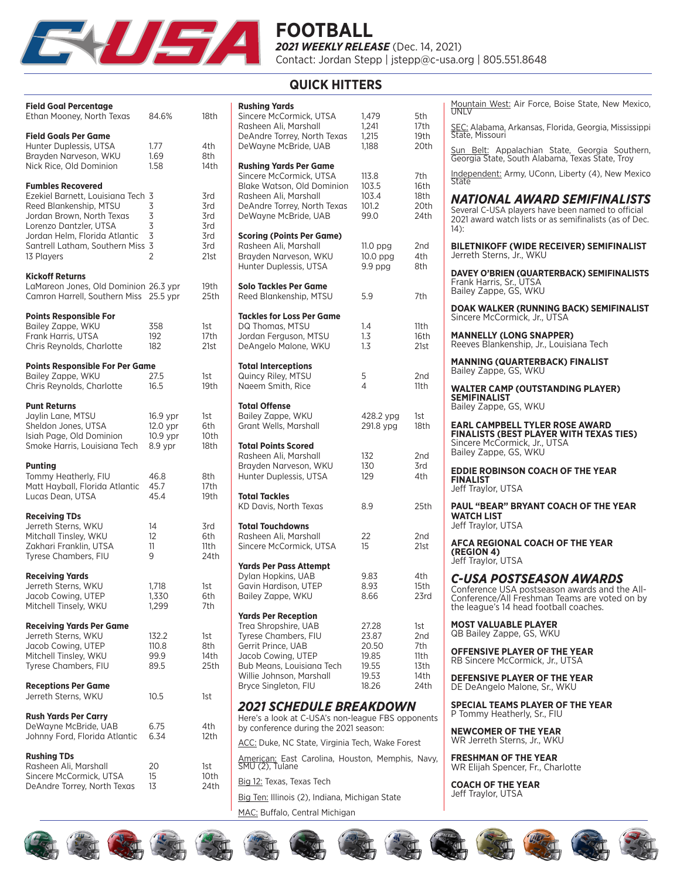# FOOTBALL

***2021 WEEKLY RELEASE*** (Dec. 14, 2021)
Contact: Jordan Stepp | jstepp@c-usa.org | 805.551.8648

## QUICK HITTERS

**Field Goal Percentage**

| | | |
|---|---|---|
| Ethan Mooney, North Texas | 84.6% | 18th |

**Field Goals Per Game**

| | | |
|---|---|---|
| Hunter Duplessis, UTSA | 1.77 | 4th |
| Brayden Narveson, WKU | 1.69 | 8th |
| Nick Rice, Old Dominion | 1.58 | 14th |

**Fumbles Recovered**

| | | |
|---|---|---|
| Ezekiel Barnett, Louisiana Tech | 3 | 3rd |
| Reed Blankenship, MTSU | 3 | 3rd |
| Jordan Brown, North Texas | 3 | 3rd |
| Lorenzo Dantzler, UTSA | 3 | 3rd |
| Jordan Helm, Florida Atlantic | 3 | 3rd |
| Santrell Latham, Southern Miss | 3 | 3rd |
| 13 Players | 2 | 21st |

**Kickoff Returns**

| | | |
|---|---|---|
| LaMareon Jones, Old Dominion | 26.3 ypr | 19th |
| Camron Harrell, Southern Miss | 25.5 ypr | 25th |

**Points Responsible For**

| | | |
|---|---|---|
| Bailey Zappe, WKU | 358 | 1st |
| Frank Harris, UTSA | 192 | 17th |
| Chris Reynolds, Charlotte | 182 | 21st |

**Points Responsible For Per Game**

| | | |
|---|---|---|
| Bailey Zappe, WKU | 27.5 | 1st |
| Chris Reynolds, Charlotte | 16.5 | 19th |

**Punt Returns**

| | | |
|---|---|---|
| Jaylin Lane, MTSU | 16.9 ypr | 1st |
| Sheldon Jones, UTSA | 12.0 ypr | 6th |
| Isiah Page, Old Dominion | 10.9 ypr | 10th |
| Smoke Harris, Louisiana Tech | 8.9 ypr | 18th |

**Punting**

| | | |
|---|---|---|
| Tommy Heatherly, FIU | 46.8 | 8th |
| Matt Hayball, Florida Atlantic | 45.7 | 17th |
| Lucas Dean, UTSA | 45.4 | 19th |

**Receiving TDs**

| | | |
|---|---|---|
| Jerreth Sterns, WKU | 14 | 3rd |
| Mitchall Tinsley, WKU | 12 | 6th |
| Zakhari Franklin, UTSA | 11 | 11th |
| Tyrese Chambers, FIU | 9 | 24th |

**Receiving Yards**

| | | |
|---|---|---|
| Jerreth Sterns, WKU | 1,718 | 1st |
| Jacob Cowing, UTEP | 1,330 | 6th |
| Mitchell Tinsely, WKU | 1,299 | 7th |

**Receiving Yards Per Game**

| | | |
|---|---|---|
| Jerreth Sterns, WKU | 132.2 | 1st |
| Jacob Cowing, UTEP | 110.8 | 8th |
| Mitchell Tinsley, WKU | 99.9 | 14th |
| Tyrese Chambers, FIU | 89.5 | 25th |

**Receptions Per Game**

| | | |
|---|---|---|
| Jerreth Sterns, WKU | 10.5 | 1st |

**Rush Yards Per Carry**

| | | |
|---|---|---|
| DeWayne McBride, UAB | 6.75 | 4th |
| Johnny Ford, Florida Atlantic | 6.34 | 12th |

**Rushing TDs**

| | | |
|---|---|---|
| Rasheen Ali, Marshall | 20 | 1st |
| Sincere McCormick, UTSA | 15 | 10th |
| DeAndre Torrey, North Texas | 13 | 24th |

**Rushing Yards**

| | | |
|---|---|---|
| Sincere McCormick, UTSA | 1,479 | 5th |
| Rasheen Ali, Marshall | 1,241 | 17th |
| DeAndre Torrey, North Texas | 1,215 | 19th |
| DeWayne McBride, UAB | 1,188 | 20th |

**Rushing Yards Per Game**

| | | |
|---|---|---|
| Sincere McCormick, UTSA | 113.8 | 7th |
| Blake Watson, Old Dominion | 103.5 | 16th |
| Rasheen Ali, Marshall | 103.4 | 18th |
| DeAndre Torrey, North Texas | 101.2 | 20th |
| DeWayne McBride, UAB | 99.0 | 24th |

**Scoring (Points Per Game)**

| | | |
|---|---|---|
| Rasheen Ali, Marshall | 11.0 ppg | 2nd |
| Brayden Narveson, WKU | 10.0 ppg | 4th |
| Hunter Duplessis, UTSA | 9.9 ppg | 8th |

**Solo Tackles Per Game**

| | | |
|---|---|---|
| Reed Blankenship, MTSU | 5.9 | 7th |

**Tackles for Loss Per Game**

| | | |
|---|---|---|
| DQ Thomas, MTSU | 1.4 | 11th |
| Jordan Ferguson, MTSU | 1.3 | 16th |
| DeAngelo Malone, WKU | 1.3 | 21st |

**Total Interceptions**

| | | |
|---|---|---|
| Quincy Riley, MTSU | 5 | 2nd |
| Naeem Smith, Rice | 4 | 11th |

**Total Offense**

| | | |
|---|---|---|
| Bailey Zappe, WKU | 428.2 ypg | 1st |
| Grant Wells, Marshall | 291.8 ypg | 18th |

**Total Points Scored**

| | | |
|---|---|---|
| Rasheen Ali, Marshall | 132 | 2nd |
| Brayden Narveson, WKU | 130 | 3rd |
| Hunter Duplessis, UTSA | 129 | 4th |

**Total Tackles**

| | | |
|---|---|---|
| KD Davis, North Texas | 8.9 | 25th |

**Total Touchdowns**

| | | |
|---|---|---|
| Rasheen Ali, Marshall | 22 | 2nd |
| Sincere McCormick, UTSA | 15 | 21st |

**Yards Per Pass Attempt**

| | | |
|---|---|---|
| Dylan Hopkins, UAB | 9.83 | 4th |
| Gavin Hardison, UTEP | 8.93 | 15th |
| Bailey Zappe, WKU | 8.66 | 23rd |

**Yards Per Reception**

| | | |
|---|---|---|
| Trea Shropshire, UAB | 27.28 | 1st |
| Tyrese Chambers, FIU | 23.87 | 2nd |
| Gerrit Prince, UAB | 20.50 | 7th |
| Jacob Cowing, UTEP | 19.85 | 11th |
| Bub Means, Louisiana Tech | 19.55 | 13th |
| Willie Johnson, Marshall | 19.53 | 14th |
| Bryce Singleton, FIU | 18.26 | 24th |

## *2021 SCHEDULE BREAKDOWN*

Here's a look at C-USA's non-league FBS opponents by conference during the 2021 season:

ACC: Duke, NC State, Virginia Tech, Wake Forest

American: East Carolina, Houston, Memphis, Navy, SMU (2), Tulane

Big 12: Texas, Texas Tech

Big Ten: Illinois (2), Indiana, Michigan State

MAC: Buffalo, Central Michigan

Mountain West: Air Force, Boise State, New Mexico, UNLV

SEC: Alabama, Arkansas, Florida, Georgia, Mississippi State, Missouri

Sun Belt: Appalachian State, Georgia Southern, Georgia State, South Alabama, Texas State, Troy

Independent: Army, UConn, Liberty (4), New Mexico State

## *NATIONAL AWARD SEMIFINALISTS*

Several C-USA players have been named to official 2021 award watch lists or as semifinalists (as of Dec. 14):

**BILETNIKOFF (WIDE RECEIVER) SEMIFINALIST**
Jerreth Sterns, Jr., WKU

**DAVEY O'BRIEN (QUARTERBACK) SEMIFINALISTS**
Frank Harris, Sr., UTSA
Bailey Zappe, GS, WKU

**DOAK WALKER (RUNNING BACK) SEMIFINALIST**
Sincere McCormick, Jr., UTSA

**MANNELLY (LONG SNAPPER)**
Reeves Blankenship, Jr., Louisiana Tech

**MANNING (QUARTERBACK) FINALIST**
Bailey Zappe, GS, WKU

**WALTER CAMP (OUTSTANDING PLAYER) SEMIFINALIST**
Bailey Zappe, GS, WKU

**EARL CAMPBELL TYLER ROSE AWARD FINALISTS (BEST PLAYER WITH TEXAS TIES)**
Sincere McCormick, Jr., UTSA
Bailey Zappe, GS, WKU

**EDDIE ROBINSON COACH OF THE YEAR FINALIST**
Jeff Traylor, UTSA

**PAUL "BEAR" BRYANT COACH OF THE YEAR WATCH LIST**
Jeff Traylor, UTSA

**AFCA REGIONAL COACH OF THE YEAR (REGION 4)**
Jeff Traylor, UTSA

## *C-USA POSTSEASON AWARDS*

Conference USA postseason awards and the All-Conference/All Freshman Teams are voted on by the league's 14 head football coaches.

**MOST VALUABLE PLAYER**
QB Bailey Zappe, GS, WKU

**OFFENSIVE PLAYER OF THE YEAR**
RB Sincere McCormick, Jr., UTSA

**DEFENSIVE PLAYER OF THE YEAR**
DE DeAngelo Malone, Sr., WKU

**SPECIAL TEAMS PLAYER OF THE YEAR**
P Tommy Heatherly, Sr., FIU

**NEWCOMER OF THE YEAR**
WR Jerreth Sterns, Jr., WKU

**FRESHMAN OF THE YEAR**
WR Elijah Spencer, Fr., Charlotte

**COACH OF THE YEAR**
Jeff Traylor, UTSA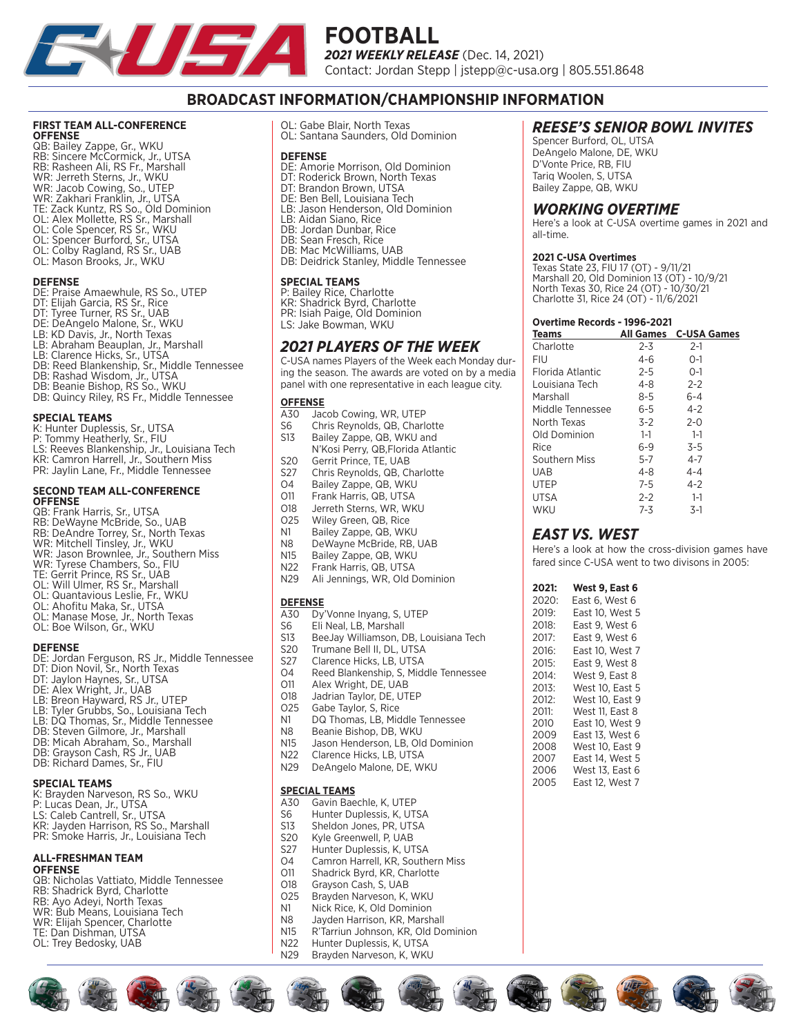# FOOTBALL

***2021 WEEKLY RELEASE*** (Dec. 14, 2021)
Contact: Jordan Stepp | jstepp@c-usa.org | 805.551.8648

## BROADCAST INFORMATION/CHAMPIONSHIP INFORMATION

### FIRST TEAM ALL-CONFERENCE

**OFFENSE**
QB: Bailey Zappe, Gr., WKU
RB: Sincere McCormick, Jr., UTSA
RB: Rasheen Ali, RS Fr., Marshall
WR: Jerreth Sterns, Jr., WKU
WR: Jacob Cowing, So., UTEP
WR: Zakhari Franklin, Jr., UTSA
TE: Zack Kuntz, RS So., Old Dominion
OL: Alex Mollette, RS Sr., Marshall
OL: Cole Spencer, RS Sr., WKU
OL: Spencer Burford, Sr., UTSA
OL: Colby Ragland, RS Sr., UAB
OL: Mason Brooks, Jr., WKU

**DEFENSE**
DE: Praise Amaewhule, RS So., UTEP
DT: Elijah Garcia, RS Sr., Rice
DT: Tyree Turner, RS Sr., UAB
DE: DeAngelo Malone, Sr., WKU
LB: KD Davis, Jr., North Texas
LB: Abraham Beauplan, Jr., Marshall
LB: Clarence Hicks, Sr., UTSA
DB: Reed Blankenship, Sr., Middle Tennessee
DB: Rashad Wisdom, Jr., UTSA
DB: Beanie Bishop, RS So., WKU
DB: Quincy Riley, RS Fr., Middle Tennessee

**SPECIAL TEAMS**
K: Hunter Duplessis, Sr., UTSA
P: Tommy Heatherly, Sr., FIU
LS: Reeves Blankenship, Jr., Louisiana Tech
KR: Camron Harrell, Jr., Southern Miss
PR: Jaylin Lane, Fr., Middle Tennessee

### SECOND TEAM ALL-CONFERENCE

**OFFENSE**
QB: Frank Harris, Sr., UTSA
RB: DeWayne McBride, So., UAB
RB: DeAndre Torrey, Sr., North Texas
WR: Mitchell Tinsley, Jr., WKU
WR: Jason Brownlee, Jr., Southern Miss
WR: Tyrese Chambers, So., FIU
TE: Gerrit Prince, RS Sr., UAB
OL: Will Ulmer, RS Sr., Marshall
OL: Quantavious Leslie, Fr., WKU
OL: Ahofitu Maka, Sr., UTSA
OL: Manase Mose, Jr., North Texas
OL: Boe Wilson, Gr., WKU

**DEFENSE**
DE: Jordan Ferguson, RS Jr., Middle Tennessee
DT: Dion Novil, Sr., North Texas
DT: Jaylon Haynes, Sr., UTSA
DE: Alex Wright, Jr., UAB
LB: Breon Hayward, RS Jr., UTEP
LB: Tyler Grubbs, So., Louisiana Tech
LB: DQ Thomas, Sr., Middle Tennessee
DB: Steven Gilmore, Jr., Marshall
DB: Micah Abraham, So., Marshall
DB: Grayson Cash, RS Jr., UAB
DB: Richard Dames, Sr., FIU

**SPECIAL TEAMS**
K: Brayden Narveson, RS So., WKU
P: Lucas Dean, Jr., UTSA
LS: Caleb Cantrell, Sr., UTSA
KR: Jayden Harrison, RS So., Marshall
PR: Smoke Harris, Jr., Louisiana Tech

### ALL-FRESHMAN TEAM

**OFFENSE**
QB: Nicholas Vattiato, Middle Tennessee
RB: Shadrick Byrd, Charlotte
RB: Ayo Adeyi, North Texas
WR: Bub Means, Louisiana Tech
WR: Elijah Spencer, Charlotte
TE: Dan Dishman, UTSA
OL: Trey Bedosky, UAB
OL: Gabe Blair, North Texas
OL: Santana Saunders, Old Dominion

**DEFENSE**
DE: Amorie Morrison, Old Dominion
DT: Roderick Brown, North Texas
DT: Brandon Brown, UTSA
DE: Ben Bell, Louisiana Tech
LB: Jason Henderson, Old Dominion
LB: Aidan Siano, Rice
DB: Jordan Dunbar, Rice
DB: Sean Fresch, Rice
DB: Mac McWilliams, UAB
DB: Deidrick Stanley, Middle Tennessee

**SPECIAL TEAMS**
P: Bailey Rice, Charlotte
KR: Shadrick Byrd, Charlotte
PR: Isiah Paige, Old Dominion
LS: Jake Bowman, WKU

## *2021 PLAYERS OF THE WEEK*

C-USA names Players of the Week each Monday during the season. The awards are voted on by a media panel with one representative in each league city.

**OFFENSE**

| | |
|---|---|
| A30 | Jacob Cowing, WR, UTEP |
| S6 | Chris Reynolds, QB, Charlotte |
| S13 | Bailey Zappe, QB, WKU and N'Kosi Perry, QB,Florida Atlantic |
| S20 | Gerrit Prince, TE, UAB |
| S27 | Chris Reynolds, QB, Charlotte |
| O4 | Bailey Zappe, QB, WKU |
| O11 | Frank Harris, QB, UTSA |
| O18 | Jerreth Sterns, WR, WKU |
| O25 | Wiley Green, QB, Rice |
| N1 | Bailey Zappe, QB, WKU |
| N8 | DeWayne McBride, RB, UAB |
| N15 | Bailey Zappe, QB, WKU |
| N22 | Frank Harris, QB, UTSA |
| N29 | Ali Jennings, WR, Old Dominion |

**DEFENSE**

| | |
|---|---|
| A30 | Dy'Vonne Inyang, S, UTEP |
| S6 | Eli Neal, LB, Marshall |
| S13 | BeeJay Williamson, DB, Louisiana Tech |
| S20 | Trumane Bell II, DL, UTSA |
| S27 | Clarence Hicks, LB, UTSA |
| O4 | Reed Blankenship, S, Middle Tennessee |
| O11 | Alex Wright, DE, UAB |
| O18 | Jadrian Taylor, DE, UTEP |
| O25 | Gabe Taylor, S, Rice |
| N1 | DQ Thomas, LB, Middle Tennessee |
| N8 | Beanie Bishop, DB, WKU |
| N15 | Jason Henderson, LB, Old Dominion |
| N22 | Clarence Hicks, LB, UTSA |
| N29 | DeAngelo Malone, DE, WKU |

**SPECIAL TEAMS**

| | |
|---|---|
| A30 | Gavin Baechle, K, UTEP |
| S6 | Hunter Duplessis, K, UTSA |
| S13 | Sheldon Jones, PR, UTSA |
| S20 | Kyle Greenwell, P, UAB |
| S27 | Hunter Duplessis, K, UTSA |
| O4 | Camron Harrell, KR, Southern Miss |
| O11 | Shadrick Byrd, KR, Charlotte |
| O18 | Grayson Cash, S, UAB |
| O25 | Brayden Narveson, K, WKU |
| N1 | Nick Rice, K, Old Dominion |
| N8 | Jayden Harrison, KR, Marshall |
| N15 | R'Tarriun Johnson, KR, Old Dominion |
| N22 | Hunter Duplessis, K, UTSA |
| N29 | Brayden Narveson, K, WKU |

## *REESE'S SENIOR BOWL INVITES*

Spencer Burford, OL, UTSA
DeAngelo Malone, DE, WKU
D'Vonte Price, RB, FIU
Tariq Woolen, S, UTSA
Bailey Zappe, QB, WKU

## *WORKING OVERTIME*

Here's a look at C-USA overtime games in 2021 and all-time.

**2021 C-USA Overtimes**
Texas State 23, FIU 17 (OT) - 9/11/21
Marshall 20, Old Dominion 13 (OT) - 10/9/21
North Texas 30, Rice 24 (OT) - 10/30/21
Charlotte 31, Rice 24 (OT) - 11/6/2021

**Overtime Records - 1996-2021**

| Teams | All Games | C-USA Games |
|---|---|---|
| Charlotte | 2-3 | 2-1 |
| FIU | 4-6 | 0-1 |
| Florida Atlantic | 2-5 | 0-1 |
| Louisiana Tech | 4-8 | 2-2 |
| Marshall | 8-5 | 6-4 |
| Middle Tennessee | 6-5 | 4-2 |
| North Texas | 3-2 | 2-0 |
| Old Dominion | 1-1 | 1-1 |
| Rice | 6-9 | 3-5 |
| Southern Miss | 5-7 | 4-7 |
| UAB | 4-8 | 4-4 |
| UTEP | 7-5 | 4-2 |
| UTSA | 2-2 | 1-1 |
| WKU | 7-3 | 3-1 |

## *EAST VS. WEST*

Here's a look at how the cross-division games have fared since C-USA went to two divisons in 2005:

| | |
|---|---|
| **2021:** | **West 9, East 6** |
| 2020: | East 6, West 6 |
| 2019: | East 10, West 5 |
| 2018: | East 9, West 6 |
| 2017: | East 9, West 6 |
| 2016: | East 10, West 7 |
| 2015: | East 9, West 8 |
| 2014: | West 9, East 8 |
| 2013: | West 10, East 5 |
| 2012: | West 10, East 9 |
| 2011: | West 11, East 8 |
| 2010 | East 10, West 9 |
| 2009 | East 13, West 6 |
| 2008 | West 10, East 9 |
| 2007 | East 14, West 5 |
| 2006 | West 13, East 6 |
| 2005 | East 12, West 7 |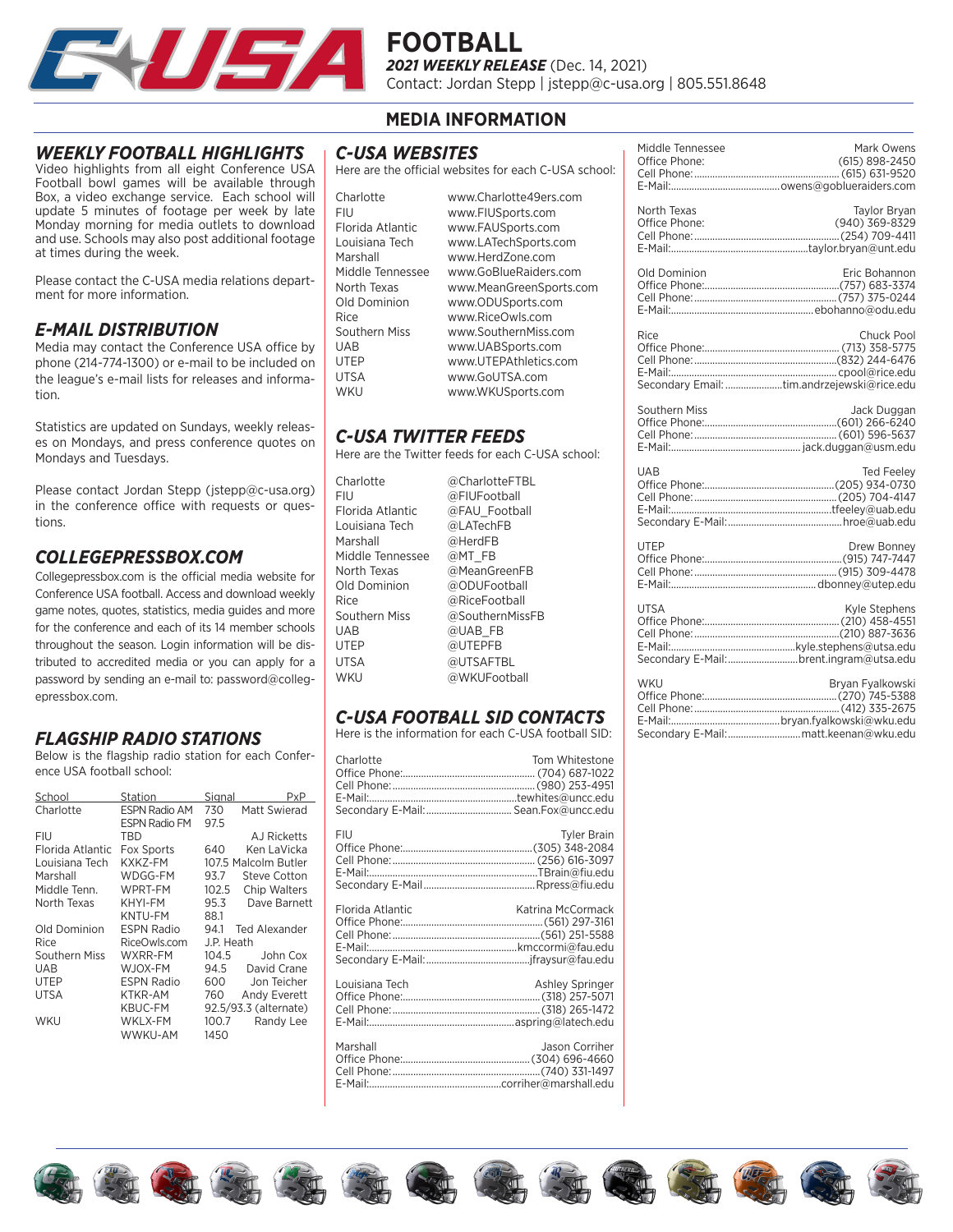# FOOTBALL

***2021 WEEKLY RELEASE*** (Dec. 14, 2021)
Contact: Jordan Stepp | jstepp@c-usa.org | 805.551.8648

## MEDIA INFORMATION

### *WEEKLY FOOTBALL HIGHLIGHTS*

Video highlights from all eight Conference USA Football bowl games will be available through Box, a video exchange service. Each school will update 5 minutes of footage per week by late Monday morning for media outlets to download and use. Schools may also post additional footage at times during the week.

Please contact the C-USA media relations department for more information.

### *E-MAIL DISTRIBUTION*

Media may contact the Conference USA office by phone (214-774-1300) or e-mail to be included on the league's e-mail lists for releases and information.

Statistics are updated on Sundays, weekly releases on Mondays, and press conference quotes on Mondays and Tuesdays.

Please contact Jordan Stepp (jstepp@c-usa.org) in the conference office with requests or questions.

### *COLLEGEPRESSBOX.COM*

Collegepressbox.com is the official media website for Conference USA football. Access and download weekly game notes, quotes, statistics, media guides and more for the conference and each of its 14 member schools throughout the season. Login information will be distributed to accredited media or you can apply for a password by sending an e-mail to: password@collegepressbox.com.

### *FLAGSHIP RADIO STATIONS*

Below is the flagship radio station for each Conference USA football school:

| School | Station | Signal | PxP |
|---|---|---|---|
| Charlotte | ESPN Radio AM | 730 | Matt Swierad |
| | ESPN Radio FM | 97.5 | |
| FIU | TBD | | AJ Ricketts |
| Florida Atlantic | Fox Sports | 640 | Ken LaVicka |
| Louisiana Tech | KXKZ-FM | 107.5 | Malcolm Butler |
| Marshall | WDGG-FM | 93.7 | Steve Cotton |
| Middle Tenn. | WPRT-FM | 102.5 | Chip Walters |
| North Texas | KHYI-FM | 95.3 | Dave Barnett |
| | KNTU-FM | 88.1 | |
| Old Dominion | ESPN Radio | 94.1 | Ted Alexander |
| Rice | RiceOwls.com | | J.P. Heath |
| Southern Miss | WXRR-FM | 104.5 | John Cox |
| UAB | WJOX-FM | 94.5 | David Crane |
| UTEP | ESPN Radio | 600 | Jon Teicher |
| UTSA | KTKR-AM | 760 | Andy Everett |
| | KBUC-FM | 92.5/93.3 (alternate) | |
| WKU | WKLX-FM | 100.7 | Randy Lee |
| | WWKU-AM | 1450 | |

### *C-USA WEBSITES*

Here are the official websites for each C-USA school:

| | |
|---|---|
| Charlotte | www.Charlotte49ers.com |
| FIU | www.FIUSports.com |
| Florida Atlantic | www.FAUSports.com |
| Louisiana Tech | www.LATechSports.com |
| Marshall | www.HerdZone.com |
| Middle Tennessee | www.GoBlueRaiders.com |
| North Texas | www.MeanGreenSports.com |
| Old Dominion | www.ODUSports.com |
| Rice | www.RiceOwls.com |
| Southern Miss | www.SouthernMiss.com |
| UAB | www.UABSports.com |
| UTEP | www.UTEPAthletics.com |
| UTSA | www.GoUTSA.com |
| WKU | www.WKUSports.com |

### *C-USA TWITTER FEEDS*

Here are the Twitter feeds for each C-USA school:

| | |
|---|---|
| Charlotte | @CharlotteFTBL |
| FIU | @FIUFootball |
| Florida Atlantic | @FAU_Football |
| Louisiana Tech | @LATechFB |
| Marshall | @HerdFB |
| Middle Tennessee | @MT_FB |
| North Texas | @MeanGreenFB |
| Old Dominion | @ODUFootball |
| Rice | @RiceFootball |
| Southern Miss | @SouthernMissFB |
| UAB | @UAB_FB |
| UTEP | @UTEPFB |
| UTSA | @UTSAFTBL |
| WKU | @WKUFootball |

### *C-USA FOOTBALL SID CONTACTS*

Here is the information for each C-USA football SID:

**Charlotte** — Tom Whitestone
Office Phone: (704) 687-1022
Cell Phone: (980) 253-4951
E-Mail: tewhites@uncc.edu
Secondary E-Mail: Sean.Fox@uncc.edu

**FIU** — Tyler Brain
Office Phone: (305) 348-2084
Cell Phone: (256) 616-3097
E-Mail: TBrain@fiu.edu
Secondary E-Mail: Rpress@fiu.edu

**Florida Atlantic** — Katrina McCormack
Office Phone: (561) 297-3161
Cell Phone: (561) 251-5588
E-Mail: kmccormi@fau.edu
Secondary E-Mail: jfraysur@fau.edu

**Louisiana Tech** — Ashley Springer
Office Phone: (318) 257-5071
Cell Phone: (318) 265-1472
E-Mail: aspring@latech.edu

**Marshall** — Jason Corriher
Office Phone: (304) 696-4660
Cell Phone: (740) 331-1497
E-Mail: corriher@marshall.edu

**Middle Tennessee** — Mark Owens
Office Phone: (615) 898-2450
Cell Phone: (615) 631-9520
E-Mail: owens@goblueraiders.com

**North Texas** — Taylor Bryan
Office Phone: (940) 369-8329
Cell Phone: (254) 709-4411
E-Mail: taylor.bryan@unt.edu

**Old Dominion** — Eric Bohannon
Office Phone: (757) 683-3374
Cell Phone: (757) 375-0244
E-Mail: ebohanno@odu.edu

**Rice** — Chuck Pool
Office Phone: (713) 358-5775
Cell Phone: (832) 244-6476
E-Mail: cpool@rice.edu
Secondary Email: tim.andrzejewski@rice.edu

**Southern Miss** — Jack Duggan
Office Phone: (601) 266-6240
Cell Phone: (601) 596-5637
E-Mail: jack.duggan@usm.edu

**UAB** — Ted Feeley
Office Phone: (205) 934-0730
Cell Phone: (205) 704-4147
E-Mail: tfeeley@uab.edu
Secondary E-Mail: hroe@uab.edu

**UTEP** — Drew Bonney
Office Phone: (915) 747-7447
Cell Phone: (915) 309-4478
E-Mail: dbonney@utep.edu

**UTSA** — Kyle Stephens
Office Phone: (210) 458-4551
Cell Phone: (210) 887-3636
E-Mail: kyle.stephens@utsa.edu
Secondary E-Mail: brent.ingram@utsa.edu

**WKU** — Bryan Fyalkowski
Office Phone: (270) 745-5388
Cell Phone: (412) 335-2675
E-Mail: bryan.fyalkowski@wku.edu
Secondary E-Mail: matt.keenan@wku.edu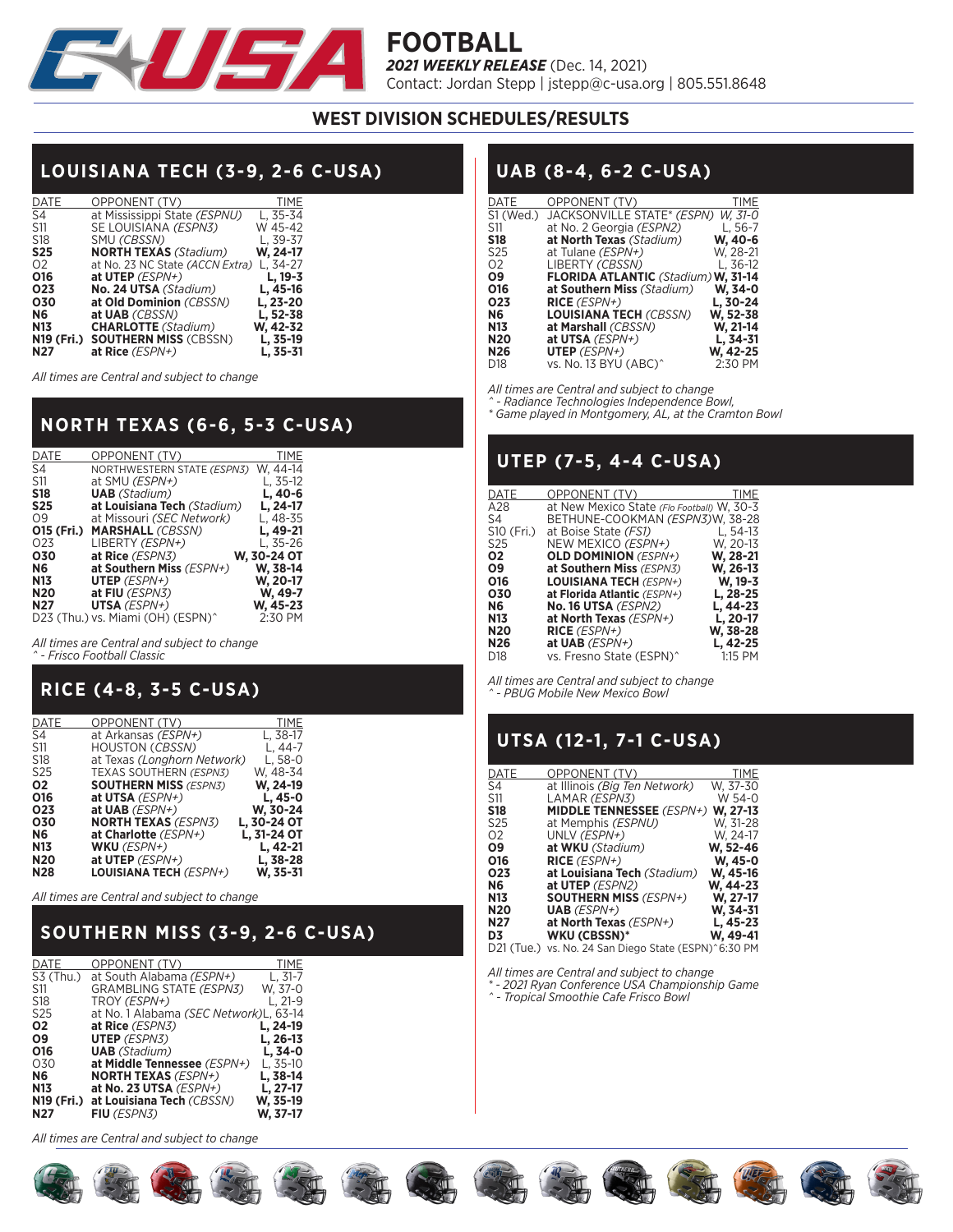# FOOTBALL

***2021 WEEKLY RELEASE*** (Dec. 14, 2021)
Contact: Jordan Stepp | jstepp@c-usa.org | 805.551.8648

## WEST DIVISION SCHEDULES/RESULTS

### LOUISIANA TECH (3-9, 2-6 C-USA)

| DATE | OPPONENT (TV) | TIME |
|---|---|---|
| S4 | at Mississippi State *(ESPNU)* | L, 35-34 |
| S11 | SE LOUISIANA *(ESPN3)* | W 45-42 |
| S18 | SMU *(CBSSN)* | L, 39-37 |
| **S25** | **NORTH TEXAS** *(Stadium)* | **W, 24-17** |
| O2 | at No. 23 NC State *(ACCN Extra)* | L, 34-27 |
| **O16** | **at UTEP** *(ESPN+)* | **L, 19-3** |
| **O23** | **No. 24 UTSA** *(Stadium)* | **L, 45-16** |
| **O30** | **at Old Dominion** *(CBSSN)* | **L, 23-20** |
| **N6** | **at UAB** *(CBSSN)* | **L, 52-38** |
| **N13** | **CHARLOTTE** *(Stadium)* | **W, 42-32** |
| **N19 (Fri.)** | **SOUTHERN MISS** (CBSSN) | **L, 35-19** |
| **N27** | **at Rice** *(ESPN+)* | **L, 35-31** |

*All times are Central and subject to change*

### NORTH TEXAS (6-6, 5-3 C-USA)

| DATE | OPPONENT (TV) | TIME |
|---|---|---|
| S4 | NORTHWESTERN STATE *(ESPN3)* | W, 44-14 |
| S11 | at SMU *(ESPN+)* | L, 35-12 |
| **S18** | **UAB** *(Stadium)* | **L, 40-6** |
| **S25** | **at Louisiana Tech** *(Stadium)* | **L, 24-17** |
| O9 | at Missouri *(SEC Network)* | L, 48-35 |
| **O15 (Fri.)** | **MARSHALL** *(CBSSN)* | **L, 49-21** |
| O23 | LIBERTY *(ESPN+)* | L, 35-26 |
| **O30** | **at Rice** *(ESPN3)* | **W, 30-24 OT** |
| **N6** | **at Southern Miss** *(ESPN+)* | **W, 38-14** |
| **N13** | **UTEP** *(ESPN+)* | **W, 20-17** |
| **N20** | **at FIU** *(ESPN3)* | **W, 49-7** |
| **N27** | **UTSA** *(ESPN+)* | **W, 45-23** |
| D23 (Thu.) | vs. Miami (OH) (ESPN)^ | 2:30 PM |

*All times are Central and subject to change*
*^ - Frisco Football Classic*

### RICE (4-8, 3-5 C-USA)

| DATE | OPPONENT (TV) | TIME |
|---|---|---|
| S4 | at Arkansas *(ESPN+)* | L, 38-17 |
| S11 | HOUSTON *(CBSSN)* | L, 44-7 |
| S18 | at Texas *(Longhorn Network)* | L, 58-0 |
| S25 | TEXAS SOUTHERN *(ESPN3)* | W, 48-34 |
| **O2** | **SOUTHERN MISS** *(ESPN3)* | **W, 24-19** |
| **O16** | **at UTSA** *(ESPN+)* | **L, 45-0** |
| **O23** | **at UAB** *(ESPN+)* | **W, 30-24** |
| **O30** | **NORTH TEXAS** *(ESPN3)* | **L, 30-24 OT** |
| **N6** | **at Charlotte** *(ESPN+)* | **L, 31-24 OT** |
| **N13** | **WKU** *(ESPN+)* | **L, 42-21** |
| **N20** | **at UTEP** *(ESPN+)* | **L, 38-28** |
| **N28** | **LOUISIANA TECH** *(ESPN+)* | **W, 35-31** |

*All times are Central and subject to change*

### SOUTHERN MISS (3-9, 2-6 C-USA)

| DATE | OPPONENT (TV) | TIME |
|---|---|---|
| S3 (Thu.) | at South Alabama *(ESPN+)* | L, 31-7 |
| S11 | GRAMBLING STATE *(ESPN3)* | W, 37-0 |
| S18 | TROY *(ESPN+)* | L, 21-9 |
| S25 | at No. 1 Alabama *(SEC Network)* | L, 63-14 |
| **O2** | **at Rice** *(ESPN3)* | **L, 24-19** |
| **O9** | **UTEP** *(ESPN3)* | **L, 26-13** |
| **O16** | **UAB** *(Stadium)* | **L, 34-0** |
| O30 | **at Middle Tennessee** *(ESPN+)* | L, 35-10 |
| **N6** | **NORTH TEXAS** *(ESPN+)* | **L, 38-14** |
| **N13** | **at No. 23 UTSA** *(ESPN+)* | **L, 27-17** |
| **N19 (Fri.)** | **at Louisiana Tech** *(CBSSN)* | **W, 35-19** |
| **N27** | **FIU** *(ESPN3)* | **W, 37-17** |

*All times are Central and subject to change*

### UAB (8-4, 6-2 C-USA)

| DATE | OPPONENT (TV) | TIME |
|---|---|---|
| S1 (Wed.) | JACKSONVILLE STATE* *(ESPN)* | *W, 31-0* |
| S11 | at No. 2 Georgia *(ESPN2)* | L, 56-7 |
| **S18** | **at North Texas** *(Stadium)* | **W, 40-6** |
| S25 | at Tulane *(ESPN+)* | W, 28-21 |
| O2 | LIBERTY *(CBSSN)* | L, 36-12 |
| **O9** | **FLORIDA ATLANTIC** *(Stadium)* | **W, 31-14** |
| **O16** | **at Southern Miss** *(Stadium)* | **W, 34-0** |
| **O23** | **RICE** *(ESPN+)* | **L, 30-24** |
| **N6** | **LOUISIANA TECH** *(CBSSN)* | **W, 52-38** |
| **N13** | **at Marshall** *(CBSSN)* | **W, 21-14** |
| **N20** | **at UTSA** *(ESPN+)* | **L, 34-31** |
| **N26** | **UTEP** *(ESPN+)* | **W, 42-25** |
| D18 | vs. No. 13 BYU (ABC)^ | 2:30 PM |

*All times are Central and subject to change*
*^ - Radiance Technologies Independence Bowl,*
*\* Game played in Montgomery, AL, at the Cramton Bowl*

### UTEP (7-5, 4-4 C-USA)

| DATE | OPPONENT (TV) | TIME |
|---|---|---|
| A28 | at New Mexico State *(Flo Football)* | W, 30-3 |
| S4 | BETHUNE-COOKMAN *(ESPN3)* | W, 38-28 |
| S10 (Fri.) | at Boise State *(FS1)* | L, 54-13 |
| S25 | NEW MEXICO *(ESPN+)* | W, 20-13 |
| **O2** | **OLD DOMINION** *(ESPN+)* | **W, 28-21** |
| **O9** | **at Southern Miss** *(ESPN3)* | **W, 26-13** |
| **O16** | **LOUISIANA TECH** *(ESPN+)* | **W, 19-3** |
| **O30** | **at Florida Atlantic** *(ESPN+)* | **L, 28-25** |
| **N6** | **No. 16 UTSA** *(ESPN2)* | **L, 44-23** |
| **N13** | **at North Texas** *(ESPN+)* | **L, 20-17** |
| **N20** | **RICE** *(ESPN+)* | **W, 38-28** |
| **N26** | **at UAB** *(ESPN+)* | **L, 42-25** |
| D18 | vs. Fresno State (ESPN)^ | 1:15 PM |

*All times are Central and subject to change*
*^ - PBUG Mobile New Mexico Bowl*

### UTSA (12-1, 7-1 C-USA)

| DATE | OPPONENT (TV) | TIME |
|---|---|---|
| S4 | at Illinois *(Big Ten Network)* | W, 37-30 |
| S11 | LAMAR *(ESPN3)* | W 54-0 |
| **S18** | **MIDDLE TENNESSEE** *(ESPN+)* | **W, 27-13** |
| S25 | at Memphis *(ESPNU)* | W, 31-28 |
| O2 | UNLV *(ESPN+)* | W, 24-17 |
| **O9** | **at WKU** *(Stadium)* | **W, 52-46** |
| **O16** | **RICE** *(ESPN+)* | **W, 45-0** |
| **O23** | **at Louisiana Tech** *(Stadium)* | **W, 45-16** |
| **N6** | **at UTEP** *(ESPN2)* | **W, 44-23** |
| **N13** | **SOUTHERN MISS** *(ESPN+)* | **W, 27-17** |
| **N20** | **UAB** *(ESPN+)* | **W, 34-31** |
| **N27** | **at North Texas** *(ESPN+)* | **L, 45-23** |
| **D3** | **WKU (CBSSN)*** | **W, 49-41** |
| D21 (Tue.) | vs. No. 24 San Diego State (ESPN)^ | 6:30 PM |

*All times are Central and subject to change*
*\* - 2021 Ryan Conference USA Championship Game*
*^ - Tropical Smoothie Cafe Frisco Bowl*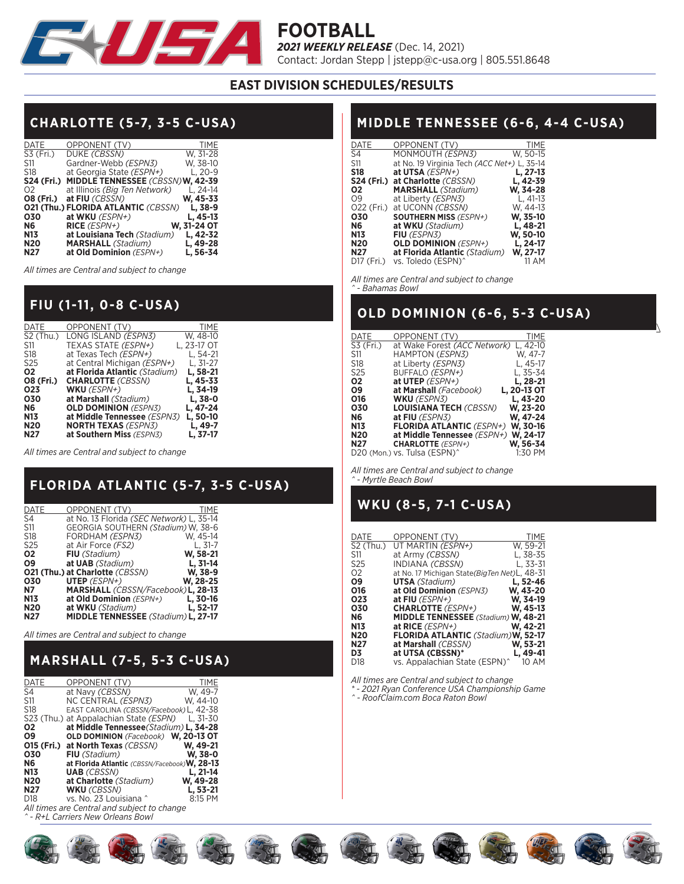# FOOTBALL

***2021 WEEKLY RELEASE*** (Dec. 14, 2021)

Contact: Jordan Stepp | jstepp@c-usa.org | 805.551.8648

## EAST DIVISION SCHEDULES/RESULTS

### CHARLOTTE (5-7, 3-5 C-USA)

| DATE | OPPONENT (TV) | TIME |
|---|---|---|
| S3 (Fri.) | DUKE *(CBSSN)* | W, 31-28 |
| S11 | Gardner-Webb *(ESPN3)* | W, 38-10 |
| S18 | at Georgia State *(ESPN+)* | L, 20-9 |
| **S24 (Fri.)** | **MIDDLE TENNESSEE** *(CBSSN)* | **W, 42-39** |
| O2 | at Illinois *(Big Ten Network)* | L, 24-14 |
| **O8 (Fri.)** | **at FIU** *(CBSSN)* | **W, 45-33** |
| **O21 (Thu.)** | **FLORIDA ATLANTIC** *(CBSSN)* | **L, 38-9** |
| **O30** | **at WKU** *(ESPN+)* | **L, 45-13** |
| **N6** | **RICE** *(ESPN+)* | **W, 31-24 OT** |
| **N13** | **at Louisiana Tech** *(Stadium)* | **L, 42-32** |
| **N20** | **MARSHALL** *(Stadium)* | **L, 49-28** |
| **N27** | **at Old Dominion** *(ESPN+)* | **L, 56-34** |

*All times are Central and subject to change*

### FIU (1-11, 0-8 C-USA)

| DATE | OPPONENT (TV) | TIME |
|---|---|---|
| S2 (Thu.) | LONG ISLAND *(ESPN3)* | W, 48-10 |
| S11 | TEXAS STATE *(ESPN+)* | L, 23-17 OT |
| S18 | at Texas Tech *(ESPN+)* | L, 54-21 |
| S25 | at Central Michigan *(ESPN+)* | L, 31-27 |
| **O2** | **at Florida Atlantic** *(Stadium)* | **L, 58-21** |
| **O8 (Fri.)** | **CHARLOTTE** *(CBSSN)* | **L, 45-33** |
| **O23** | **WKU** *(ESPN+)* | **L, 34-19** |
| **O30** | **at Marshall** *(Stadium)* | **L, 38-0** |
| **N6** | **OLD DOMINION** *(ESPN3)* | **L, 47-24** |
| **N13** | **at Middle Tennessee** *(ESPN3)* | **L, 50-10** |
| **N20** | **NORTH TEXAS** *(ESPN3)* | **L, 49-7** |
| **N27** | **at Southern Miss** *(ESPN3)* | **L, 37-17** |

*All times are Central and subject to change*

### FLORIDA ATLANTIC (5-7, 3-5 C-USA)

| DATE | OPPONENT (TV) | TIME |
|---|---|---|
| S4 | at No. 13 Florida *(SEC Network)* | L, 35-14 |
| S11 | GEORGIA SOUTHERN *(Stadium)* | W, 38-6 |
| S18 | FORDHAM *(ESPN3)* | W, 45-14 |
| S25 | at Air Force *(FS2)* | L, 31-7 |
| **O2** | **FIU** *(Stadium)* | **W, 58-21** |
| **O9** | **at UAB** *(Stadium)* | **L, 31-14** |
| **O21 (Thu.)** | **at Charlotte** *(CBSSN)* | **W, 38-9** |
| **O30** | **UTEP** *(ESPN+)* | **W, 28-25** |
| **N7** | **MARSHALL** *(CBSSN/Facebook)* | **L, 28-13** |
| **N13** | **at Old Dominion** *(ESPN+)* | **L, 30-16** |
| **N20** | **at WKU** *(Stadium)* | **L, 52-17** |
| **N27** | **MIDDLE TENNESSEE** *(Stadium)* | **L, 27-17** |

*All times are Central and subject to change*

### MARSHALL (7-5, 5-3 C-USA)

| DATE | OPPONENT (TV) | TIME |
|---|---|---|
| S4 | at Navy *(CBSSN)* | W, 49-7 |
| S11 | NC CENTRAL *(ESPN3)* | W, 44-10 |
| S18 | EAST CAROLINA *(CBSSN/Facebook)* | L, 42-38 |
| S23 (Thu.) | at Appalachian State *(ESPN)* | L, 31-30 |
| **O2** | **at Middle Tennessee** *(Stadium)* | **L, 34-28** |
| **O9** | **OLD DOMINION** *(Facebook)* | **W, 20-13 OT** |
| **O15 (Fri.)** | **at North Texas** *(CBSSN)* | **W, 49-21** |
| **O30** | **FIU** *(Stadium)* | **W, 38-0** |
| **N6** | **at Florida Atlantic** *(CBSSN/Facebook)* | **W, 28-13** |
| **N13** | **UAB** *(CBSSN)* | **L, 21-14** |
| **N20** | **at Charlotte** *(Stadium)* | **W, 49-28** |
| **N27** | **WKU** *(CBSSN)* | **L, 53-21** |
| D18 | vs. No. 23 Louisiana ^ | 8:15 PM |

*All times are Central and subject to change*
*^ - R+L Carriers New Orleans Bowl*

### MIDDLE TENNESSEE (6-6, 4-4 C-USA)

| DATE | OPPONENT (TV) | TIME |
|---|---|---|
| S4 | MONMOUTH *(ESPN3)* | W, 50-15 |
| S11 | at No. 19 Virginia Tech *(ACC Net+)* | L, 35-14 |
| **S18** | **at UTSA** *(ESPN+)* | **L, 27-13** |
| **S24 (Fri.)** | **at Charlotte** *(CBSSN)* | **L, 42-39** |
| **O2** | **MARSHALL** *(Stadium)* | **W, 34-28** |
| O9 | at Liberty *(ESPN3)* | L, 41-13 |
| O22 (Fri.) | at UCONN *(CBSSN)* | W, 44-13 |
| **O30** | **SOUTHERN MISS** *(ESPN+)* | **W, 35-10** |
| **N6** | **at WKU** *(Stadium)* | **L, 48-21** |
| **N13** | **FIU** *(ESPN3)* | **W, 50-10** |
| **N20** | **OLD DOMINION** *(ESPN+)* | **L, 24-17** |
| **N27** | **at Florida Atlantic** *(Stadium)* | **W, 27-17** |
| D17 (Fri.) | vs. Toledo (ESPN)^ | 11 AM |

*All times are Central and subject to change*
*^ - Bahamas Bowl*

### OLD DOMINION (6-6, 5-3 C-USA)

| DATE | OPPONENT (TV) | TIME |
|---|---|---|
| S3 (Fri.) | at Wake Forest *(ACC Network)* | L, 42-10 |
| S11 | HAMPTON *(ESPN3)* | W, 47-7 |
| S18 | at Liberty *(ESPN3)* | L, 45-17 |
| S25 | BUFFALO *(ESPN+)* | L, 35-34 |
| **O2** | **at UTEP** *(ESPN+)* | **L, 28-21** |
| **O9** | **at Marshall** *(Facebook)* | **L, 20-13 OT** |
| **O16** | **WKU** *(ESPN3)* | **L, 43-20** |
| **O30** | **LOUISIANA TECH** *(CBSSN)* | **W, 23-20** |
| **N6** | **at FIU** *(ESPN3)* | **W, 47-24** |
| **N13** | **FLORIDA ATLANTIC** *(ESPN+)* | **W, 30-16** |
| **N20** | **at Middle Tennessee** *(ESPN+)* | **W, 24-17** |
| **N27** | **CHARLOTTE** *(ESPN+)* | **W, 56-34** |
| D20 (Mon.) | vs. Tulsa (ESPN)^ | 1:30 PM |

*All times are Central and subject to change*
*^ - Myrtle Beach Bowl*

### WKU (8-5, 7-1 C-USA)

| DATE | OPPONENT (TV) | TIME |
|---|---|---|
| S2 (Thu.) | UT MARTIN *(ESPN+)* | W, 59-21 |
| S11 | at Army *(CBSSN)* | L, 38-35 |
| S25 | INDIANA *(CBSSN)* | L, 33-31 |
| O2 | at No. 17 Michigan State *(BigTen Net)* | L, 48-31 |
| **O9** | **UTSA** *(Stadium)* | **L, 52-46** |
| **O16** | **at Old Dominion** *(ESPN3)* | **W, 43-20** |
| **O23** | **at FIU** *(ESPN+)* | **W, 34-19** |
| **O30** | **CHARLOTTE** *(ESPN+)* | **W, 45-13** |
| **N6** | **MIDDLE TENNESSEE** *(Stadium)* | **W, 48-21** |
| **N13** | **at RICE** *(ESPN+)* | **W, 42-21** |
| **N20** | **FLORIDA ATLANTIC** *(Stadium)* | **W, 52-17** |
| **N27** | **at Marshall** *(CBSSN)* | **W, 53-21** |
| **D3** | **at UTSA (CBSSN)*** | **L, 49-41** |
| D18 | vs. Appalachian State (ESPN)^ | 10 AM |

*All times are Central and subject to change*
*\* - 2021 Ryan Conference USA Championship Game*
*^ - RoofClaim.com Boca Raton Bowl*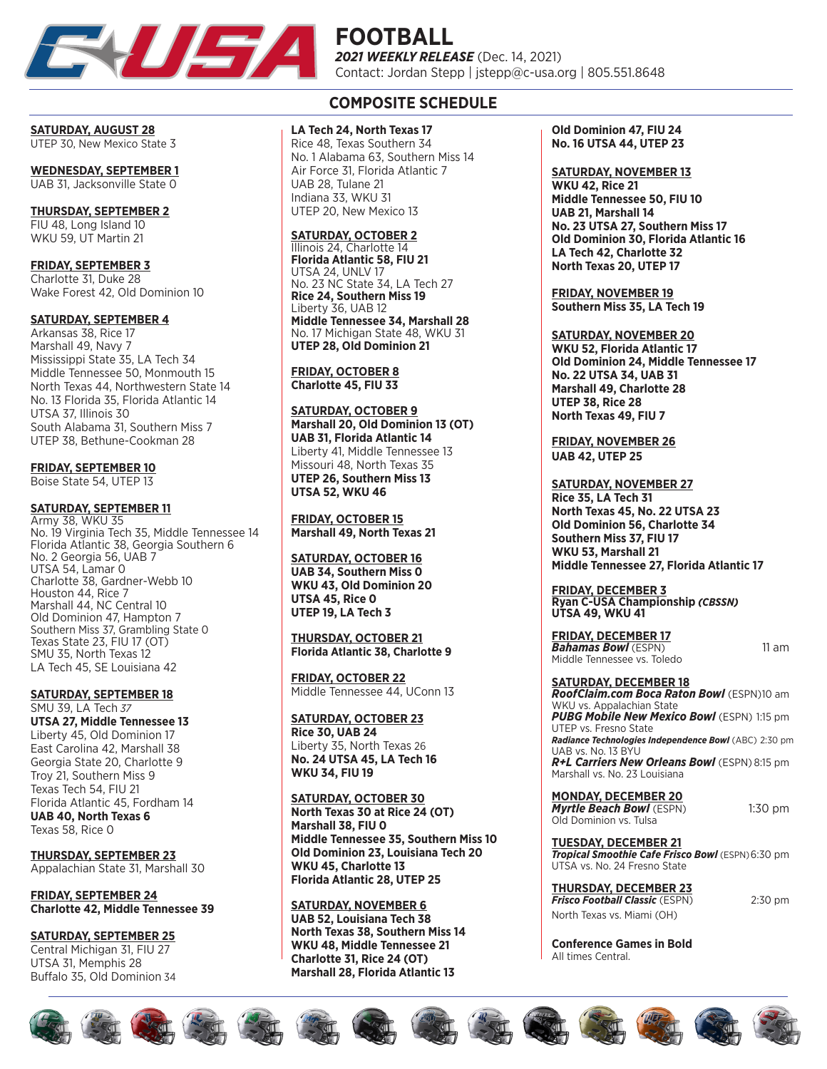# FOOTBALL

***2021 WEEKLY RELEASE*** (Dec. 14, 2021)
Contact: Jordan Stepp | jstepp@c-usa.org | 805.551.8648

## COMPOSITE SCHEDULE

**SATURDAY, AUGUST 28**
UTEP 30, New Mexico State 3

**WEDNESDAY, SEPTEMBER 1**
UAB 31, Jacksonville State 0

**THURSDAY, SEPTEMBER 2**
FIU 48, Long Island 10
WKU 59, UT Martin 21

**FRIDAY, SEPTEMBER 3**
Charlotte 31, Duke 28
Wake Forest 42, Old Dominion 10

**SATURDAY, SEPTEMBER 4**
Arkansas 38, Rice 17
Marshall 49, Navy 7
Mississippi State 35, LA Tech 34
Middle Tennessee 50, Monmouth 15
North Texas 44, Northwestern State 14
No. 13 Florida 35, Florida Atlantic 14
UTSA 37, Illinois 30
South Alabama 31, Southern Miss 7
UTEP 38, Bethune-Cookman 28

**FRIDAY, SEPTEMBER 10**
Boise State 54, UTEP 13

**SATURDAY, SEPTEMBER 11**
Army 38, WKU 35
No. 19 Virginia Tech 35, Middle Tennessee 14
Florida Atlantic 38, Georgia Southern 6
No. 2 Georgia 56, UAB 7
UTSA 54, Lamar 0
Charlotte 38, Gardner-Webb 10
Houston 44, Rice 7
Marshall 44, NC Central 10
Old Dominion 47, Hampton 7
Southern Miss 37, Grambling State 0
Texas State 23, FIU 17 (OT)
SMU 35, North Texas 12
LA Tech 45, SE Louisiana 42

**SATURDAY, SEPTEMBER 18**
SMU 39, LA Tech 37
**UTSA 27, Middle Tennessee 13**
Liberty 45, Old Dominion 17
East Carolina 42, Marshall 38
Georgia State 20, Charlotte 9
Troy 21, Southern Miss 9
Texas Tech 54, FIU 21
Florida Atlantic 45, Fordham 14
**UAB 40, North Texas 6**
Texas 58, Rice 0

**THURSDAY, SEPTEMBER 23**
Appalachian State 31, Marshall 30

**FRIDAY, SEPTEMBER 24**
**Charlotte 42, Middle Tennessee 39**

**SATURDAY, SEPTEMBER 25**
Central Michigan 31, FIU 27
UTSA 31, Memphis 28
Buffalo 35, Old Dominion 34
**LA Tech 24, North Texas 17**
Rice 48, Texas Southern 34
No. 1 Alabama 63, Southern Miss 14
Air Force 31, Florida Atlantic 7
UAB 28, Tulane 21
Indiana 33, WKU 31
UTEP 20, New Mexico 13

**SATURDAY, OCTOBER 2**
Illinois 24, Charlotte 14
**Florida Atlantic 58, FIU 21**
UTSA 24, UNLV 17
No. 23 NC State 34, LA Tech 27
**Rice 24, Southern Miss 19**
Liberty 36, UAB 12
**Middle Tennessee 34, Marshall 28**
No. 17 Michigan State 48, WKU 31
**UTEP 28, Old Dominion 21**

**FRIDAY, OCTOBER 8**
**Charlotte 45, FIU 33**

**SATURDAY, OCTOBER 9**
**Marshall 20, Old Dominion 13 (OT)**
**UAB 31, Florida Atlantic 14**
Liberty 41, Middle Tennessee 13
Missouri 48, North Texas 35
**UTEP 26, Southern Miss 13**
**UTSA 52, WKU 46**

**FRIDAY, OCTOBER 15**
**Marshall 49, North Texas 21**

**SATURDAY, OCTOBER 16**
**UAB 34, Southern Miss 0**
**WKU 43, Old Dominion 20**
**UTSA 45, Rice 0**
**UTEP 19, LA Tech 3**

**THURSDAY, OCTOBER 21**
**Florida Atlantic 38, Charlotte 9**

**FRIDAY, OCTOBER 22**
Middle Tennessee 44, UConn 13

**SATURDAY, OCTOBER 23**
**Rice 30, UAB 24**
Liberty 35, North Texas 26
**No. 24 UTSA 45, LA Tech 16**
**WKU 34, FIU 19**

**SATURDAY, OCTOBER 30**
**North Texas 30 at Rice 24 (OT)**
**Marshall 38, FIU 0**
**Middle Tennessee 35, Southern Miss 10**
**Old Dominion 23, Louisiana Tech 20**
**WKU 45, Charlotte 13**
**Florida Atlantic 28, UTEP 25**

**SATURDAY, NOVEMBER 6**
**UAB 52, Louisiana Tech 38**
**North Texas 38, Southern Miss 14**
**WKU 48, Middle Tennessee 21**
**Charlotte 31, Rice 24 (OT)**
**Marshall 28, Florida Atlantic 13**
**Old Dominion 47, FIU 24**
**No. 16 UTSA 44, UTEP 23**

**SATURDAY, NOVEMBER 13**
**WKU 42, Rice 21**
**Middle Tennessee 50, FIU 10**
**UAB 21, Marshall 14**
**No. 23 UTSA 27, Southern Miss 17**
**Old Dominion 30, Florida Atlantic 16**
**LA Tech 42, Charlotte 32**
**North Texas 20, UTEP 17**

**FRIDAY, NOVEMBER 19**
**Southern Miss 35, LA Tech 19**

**SATURDAY, NOVEMBER 20**
**WKU 52, Florida Atlantic 17**
**Old Dominion 24, Middle Tennessee 17**
**No. 22 UTSA 34, UAB 31**
**Marshall 49, Charlotte 28**
**UTEP 38, Rice 28**
**North Texas 49, FIU 7**

**FRIDAY, NOVEMBER 26**
**UAB 42, UTEP 25**

**SATURDAY, NOVEMBER 27**
**Rice 35, LA Tech 31**
**North Texas 45, No. 22 UTSA 23**
**Old Dominion 56, Charlotte 34**
**Southern Miss 37, FIU 17**
**WKU 53, Marshall 21**
**Middle Tennessee 27, Florida Atlantic 17**

**FRIDAY, DECEMBER 3**
**Ryan C-USA Championship *(CBSSN)***
**UTSA 49, WKU 41**

**FRIDAY, DECEMBER 17**
***Bahamas Bowl*** (ESPN) 11 am
Middle Tennessee vs. Toledo

**SATURDAY, DECEMBER 18**
***RoofClaim.com Boca Raton Bowl*** (ESPN) 10 am
WKU vs. Appalachian State
***PUBG Mobile New Mexico Bowl*** (ESPN) 1:15 pm
UTEP vs. Fresno State
***Radiance Technologies Independence Bowl*** (ABC) 2:30 pm
UAB vs. No. 13 BYU
***R+L Carriers New Orleans Bowl*** (ESPN) 8:15 pm
Marshall vs. No. 23 Louisiana

**MONDAY, DECEMBER 20**
***Myrtle Beach Bowl*** (ESPN) 1:30 pm
Old Dominion vs. Tulsa

**TUESDAY, DECEMBER 21**
***Tropical Smoothie Cafe Frisco Bowl*** (ESPN) 6:30 pm
UTSA vs. No. 24 Fresno State

**THURSDAY, DECEMBER 23**
***Frisco Football Classic*** (ESPN) 2:30 pm
North Texas vs. Miami (OH)

**Conference Games in Bold**
All times Central.